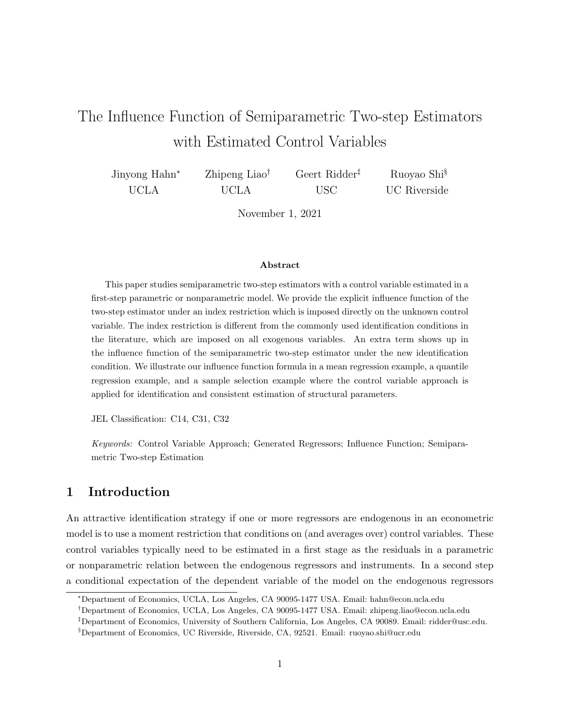# The Influence Function of Semiparametric Two-step Estimators with Estimated Control Variables

Jinyong Hahn[*] UCLA

Zhipeng Liao[†] UCLA

Geert Ridder[‡] USC

Ruoyao Shi[§] UC Riverside

November 1, 2021

**Abstract**

This paper studies semiparametric two-step estimators with a control variable estimated in a first-step parametric or nonparametric model. We provide the explicit influence function of the two-step estimator under an index restriction which is imposed directly on the unknown control variable. The index restriction is different from the commonly used identification conditions in the literature, which are imposed on all exogenous variables. An extra term shows up in the influence function of the semiparametric two-step estimator under the new identification condition. We illustrate our influence function formula in a mean regression example, a quantile regression example, and a sample selection example where the control variable approach is applied for identification and consistent estimation of structural parameters.

JEL Classification: C14, C31, C32

*Keywords:* Control Variable Approach; Generated Regressors; Influence Function; Semiparametric Two-step Estimation

## 1 Introduction

An attractive identification strategy if one or more regressors are endogenous in an econometric model is to use a moment restriction that conditions on (and averages over) control variables. These control variables typically need to be estimated in a first stage as the residuals in a parametric or nonparametric relation between the endogenous regressors and instruments. In a second step a conditional expectation of the dependent variable of the model on the endogenous regressors

[*] Department of Economics, UCLA, Los Angeles, CA 90095-1477 USA. Email: hahn@econ.ucla.edu

[†] Department of Economics, UCLA, Los Angeles, CA 90095-1477 USA. Email: zhipeng.liao@econ.ucla.edu

[‡] Department of Economics, University of Southern California, Los Angeles, CA 90089. Email: ridder@usc.edu.

[§] Department of Economics, UC Riverside, Riverside, CA, 92521. Email: ruoyao.shi@ucr.edu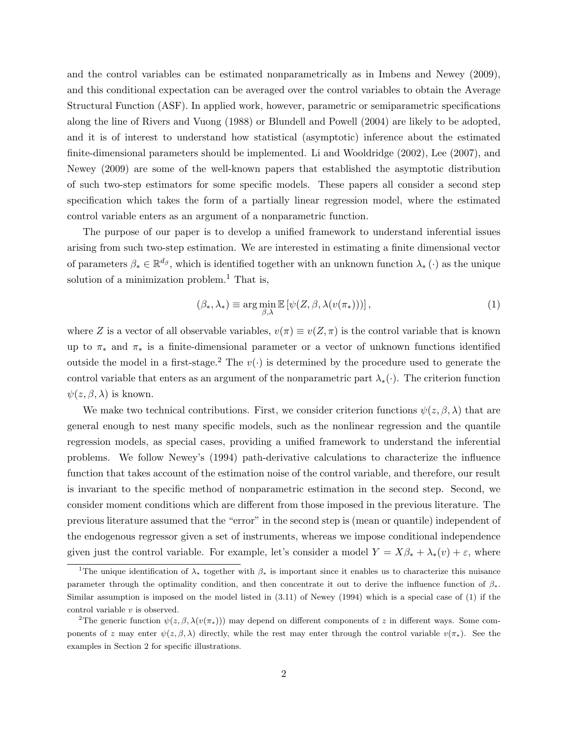and the control variables can be estimated nonparametrically as in Imbens and Newey (2009), and this conditional expectation can be averaged over the control variables to obtain the Average Structural Function (ASF). In applied work, however, parametric or semiparametric specifications along the line of Rivers and Vuong (1988) or Blundell and Powell (2004) are likely to be adopted, and it is of interest to understand how statistical (asymptotic) inference about the estimated finite-dimensional parameters should be implemented. Li and Wooldridge (2002), Lee (2007), and Newey (2009) are some of the well-known papers that established the asymptotic distribution of such two-step estimators for some specific models. These papers all consider a second step specification which takes the form of a partially linear regression model, where the estimated control variable enters as an argument of a nonparametric function.

The purpose of our paper is to develop a unified framework to understand inferential issues arising from such two-step estimation. We are interested in estimating a finite dimensional vector of parameters $\beta_* \in \mathbb{R}^{d_\beta}$, which is identified together with an unknown function $\lambda_*(\cdot)$ as the unique solution of a minimization problem.[1] That is,

$$(\beta_*, \lambda_*) \equiv \arg\min_{\beta,\lambda} \mathbb{E}\left[\psi(Z, \beta, \lambda(v(\pi_*)))\right], \tag{1}$$

where $Z$ is a vector of all observable variables, $v(\pi) \equiv v(Z, \pi)$ is the control variable that is known up to $\pi_*$ and $\pi_*$ is a finite-dimensional parameter or a vector of unknown functions identified outside the model in a first-stage.[2] The $v(\cdot)$ is determined by the procedure used to generate the control variable that enters as an argument of the nonparametric part $\lambda_*(\cdot)$. The criterion function $\psi(z, \beta, \lambda)$ is known.

We make two technical contributions. First, we consider criterion functions $\psi(z, \beta, \lambda)$ that are general enough to nest many specific models, such as the nonlinear regression and the quantile regression models, as special cases, providing a unified framework to understand the inferential problems. We follow Newey's (1994) path-derivative calculations to characterize the influence function that takes account of the estimation noise of the control variable, and therefore, our result is invariant to the specific method of nonparametric estimation in the second step. Second, we consider moment conditions which are different from those imposed in the previous literature. The previous literature assumed that the "error" in the second step is (mean or quantile) independent of the endogenous regressor given a set of instruments, whereas we impose conditional independence given just the control variable. For example, let's consider a model $Y = X\beta_* + \lambda_*(v) + \varepsilon$, where

[1] The unique identification of $\lambda_*$ together with $\beta_*$ is important since it enables us to characterize this nuisance parameter through the optimality condition, and then concentrate it out to derive the influence function of $\beta_*$. Similar assumption is imposed on the model listed in (3.11) of Newey (1994) which is a special case of (1) if the control variable $v$ is observed.

[2] The generic function $\psi(z, \beta, \lambda(v(\pi_*)))$ may depend on different components of $z$ in different ways. Some components of $z$ may enter $\psi(z, \beta, \lambda)$ directly, while the rest may enter through the control variable $v(\pi_*)$. See the examples in Section 2 for specific illustrations.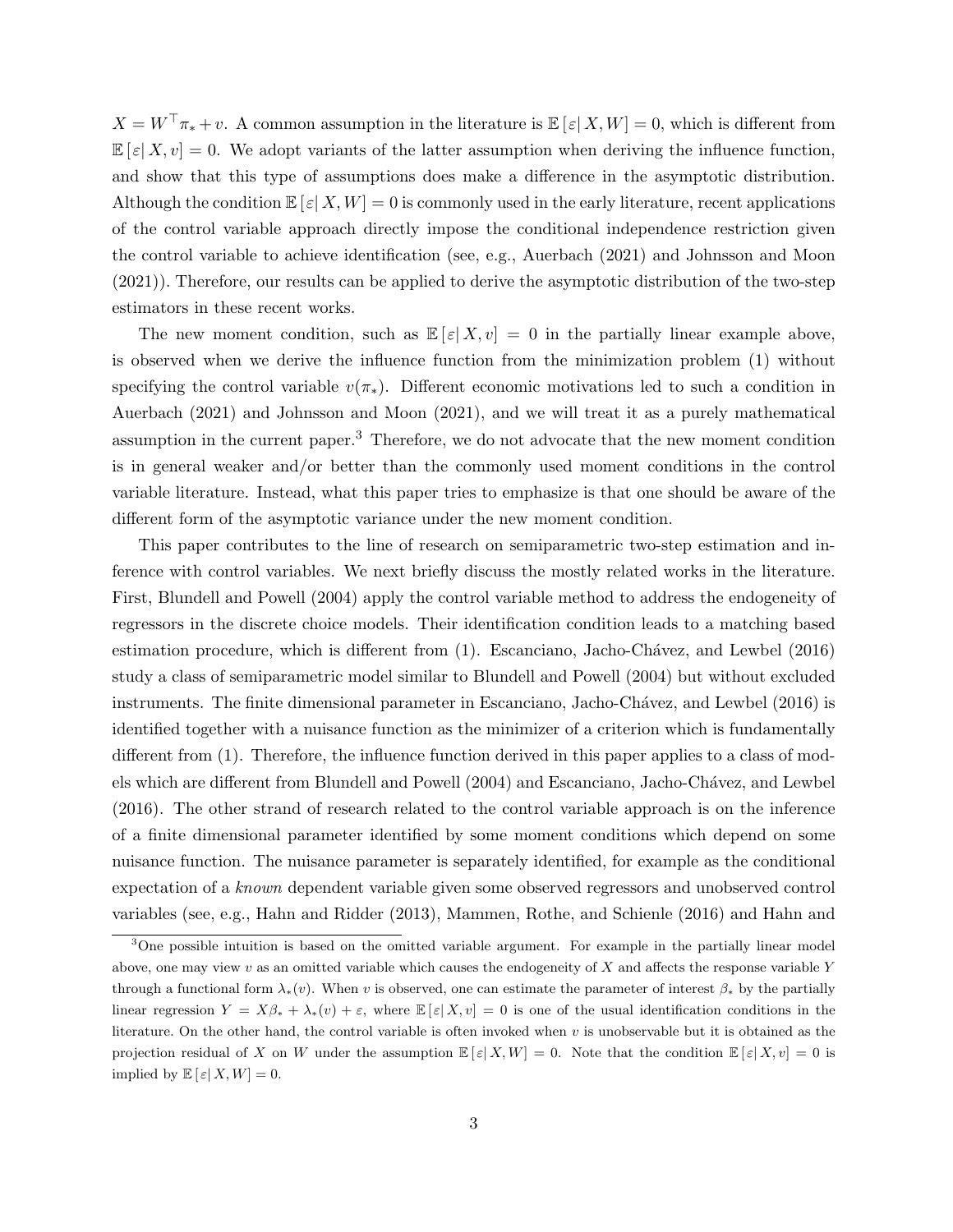$X = W^\top \pi_* + v$. A common assumption in the literature is $\mathbb{E}[\varepsilon | X, W] = 0$, which is different from $\mathbb{E}[\varepsilon | X, v] = 0$. We adopt variants of the latter assumption when deriving the influence function, and show that this type of assumptions does make a difference in the asymptotic distribution. Although the condition $\mathbb{E}[\varepsilon | X, W] = 0$ is commonly used in the early literature, recent applications of the control variable approach directly impose the conditional independence restriction given the control variable to achieve identification (see, e.g., Auerbach (2021) and Johnsson and Moon (2021)). Therefore, our results can be applied to derive the asymptotic distribution of the two-step estimators in these recent works.

The new moment condition, such as $\mathbb{E}[\varepsilon | X, v] = 0$ in the partially linear example above, is observed when we derive the influence function from the minimization problem (1) without specifying the control variable $v(\pi_*)$. Different economic motivations led to such a condition in Auerbach (2021) and Johnsson and Moon (2021), and we will treat it as a purely mathematical assumption in the current paper.[3] Therefore, we do not advocate that the new moment condition is in general weaker and/or better than the commonly used moment conditions in the control variable literature. Instead, what this paper tries to emphasize is that one should be aware of the different form of the asymptotic variance under the new moment condition.

This paper contributes to the line of research on semiparametric two-step estimation and inference with control variables. We next briefly discuss the mostly related works in the literature. First, Blundell and Powell (2004) apply the control variable method to address the endogeneity of regressors in the discrete choice models. Their identification condition leads to a matching based estimation procedure, which is different from (1). Escanciano, Jacho-Chávez, and Lewbel (2016) study a class of semiparametric model similar to Blundell and Powell (2004) but without excluded instruments. The finite dimensional parameter in Escanciano, Jacho-Chávez, and Lewbel (2016) is identified together with a nuisance function as the minimizer of a criterion which is fundamentally different from (1). Therefore, the influence function derived in this paper applies to a class of models which are different from Blundell and Powell (2004) and Escanciano, Jacho-Chávez, and Lewbel (2016). The other strand of research related to the control variable approach is on the inference of a finite dimensional parameter identified by some moment conditions which depend on some nuisance function. The nuisance parameter is separately identified, for example as the conditional expectation of a *known* dependent variable given some observed regressors and unobserved control variables (see, e.g., Hahn and Ridder (2013), Mammen, Rothe, and Schienle (2016) and Hahn and

[3] One possible intuition is based on the omitted variable argument. For example in the partially linear model above, one may view $v$ as an omitted variable which causes the endogeneity of $X$ and affects the response variable $Y$ through a functional form $\lambda_*(v)$. When $v$ is observed, one can estimate the parameter of interest $\beta_*$ by the partially linear regression $Y = X\beta_* + \lambda_*(v) + \varepsilon$, where $\mathbb{E}[\varepsilon | X, v] = 0$ is one of the usual identification conditions in the literature. On the other hand, the control variable is often invoked when $v$ is unobservable but it is obtained as the projection residual of $X$ on $W$ under the assumption $\mathbb{E}[\varepsilon | X, W] = 0$. Note that the condition $\mathbb{E}[\varepsilon | X, v] = 0$ is implied by $\mathbb{E}[\varepsilon | X, W] = 0$.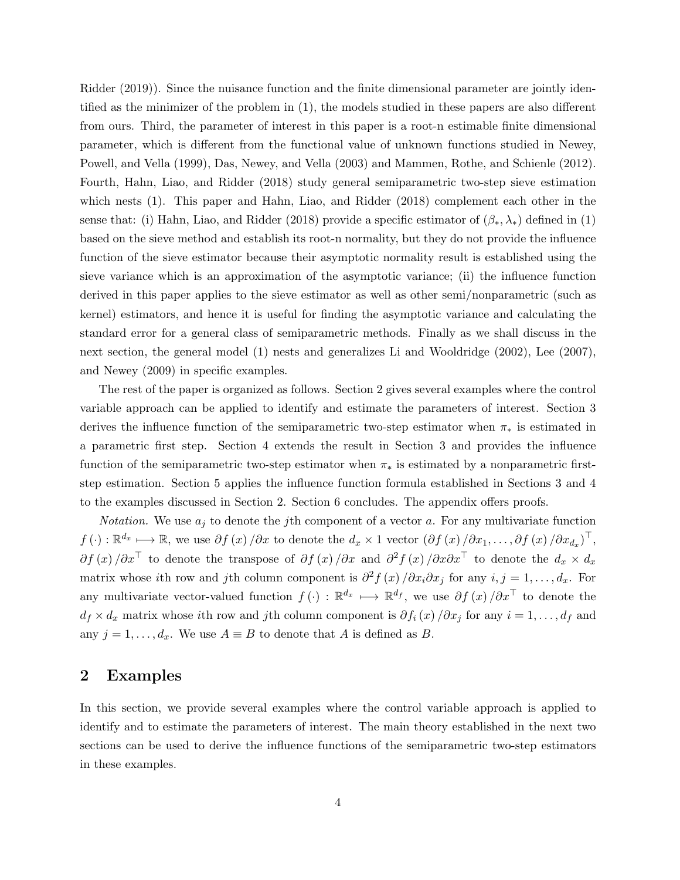Ridder (2019)). Since the nuisance function and the finite dimensional parameter are jointly identified as the minimizer of the problem in (1), the models studied in these papers are also different from ours. Third, the parameter of interest in this paper is a root-n estimable finite dimensional parameter, which is different from the functional value of unknown functions studied in Newey, Powell, and Vella (1999), Das, Newey, and Vella (2003) and Mammen, Rothe, and Schienle (2012). Fourth, Hahn, Liao, and Ridder (2018) study general semiparametric two-step sieve estimation which nests (1). This paper and Hahn, Liao, and Ridder (2018) complement each other in the sense that: (i) Hahn, Liao, and Ridder (2018) provide a specific estimator of $(\beta_*, \lambda_*)$ defined in (1) based on the sieve method and establish its root-n normality, but they do not provide the influence function of the sieve estimator because their asymptotic normality result is established using the sieve variance which is an approximation of the asymptotic variance; (ii) the influence function derived in this paper applies to the sieve estimator as well as other semi/nonparametric (such as kernel) estimators, and hence it is useful for finding the asymptotic variance and calculating the standard error for a general class of semiparametric methods. Finally as we shall discuss in the next section, the general model (1) nests and generalizes Li and Wooldridge (2002), Lee (2007), and Newey (2009) in specific examples.

The rest of the paper is organized as follows. Section 2 gives several examples where the control variable approach can be applied to identify and estimate the parameters of interest. Section 3 derives the influence function of the semiparametric two-step estimator when $\pi_*$ is estimated in a parametric first step. Section 4 extends the result in Section 3 and provides the influence function of the semiparametric two-step estimator when $\pi_*$ is estimated by a nonparametric first-step estimation. Section 5 applies the influence function formula established in Sections 3 and 4 to the examples discussed in Section 2. Section 6 concludes. The appendix offers proofs.

*Notation.* We use $a_j$ to denote the $j$th component of a vector $a$. For any multivariate function $f(\cdot) : \mathbb{R}^{d_x} \longmapsto \mathbb{R}$, we use $\partial f(x)/\partial x$ to denote the $d_x \times 1$ vector $(\partial f(x)/\partial x_1, \ldots, \partial f(x)/\partial x_{d_x})^\top$, $\partial f(x)/\partial x^\top$ to denote the transpose of $\partial f(x)/\partial x$ and $\partial^2 f(x)/\partial x \partial x^\top$ to denote the $d_x \times d_x$ matrix whose $i$th row and $j$th column component is $\partial^2 f(x)/\partial x_i \partial x_j$ for any $i, j = 1, \ldots, d_x$. For any multivariate vector-valued function $f(\cdot) : \mathbb{R}^{d_x} \longmapsto \mathbb{R}^{d_f}$, we use $\partial f(x)/\partial x^\top$ to denote the $d_f \times d_x$ matrix whose $i$th row and $j$th column component is $\partial f_i(x)/\partial x_j$ for any $i = 1, \ldots, d_f$ and any $j = 1, \ldots, d_x$. We use $A \equiv B$ to denote that $A$ is defined as $B$.

## 2 Examples

In this section, we provide several examples where the control variable approach is applied to identify and to estimate the parameters of interest. The main theory established in the next two sections can be used to derive the influence functions of the semiparametric two-step estimators in these examples.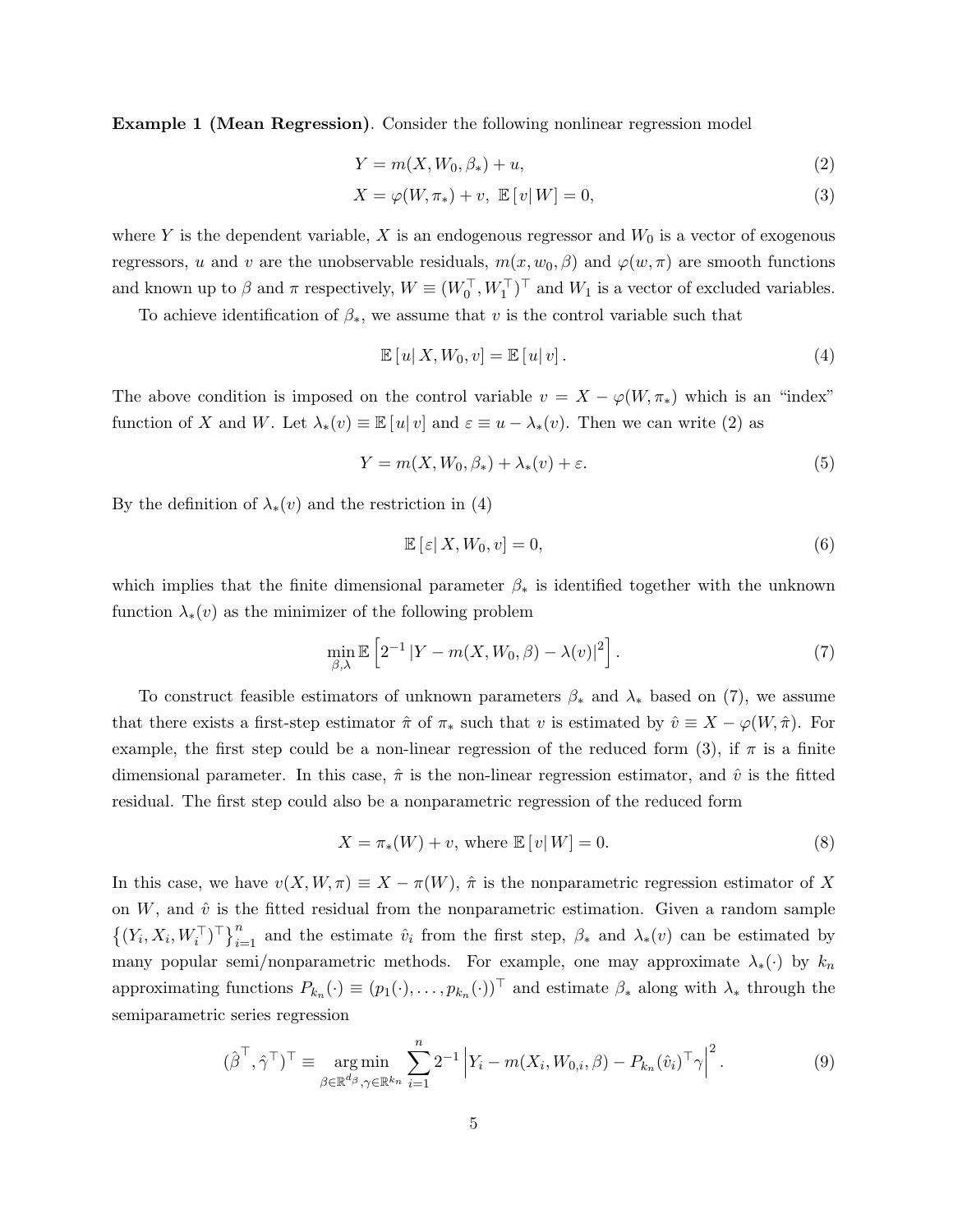**Example 1 (Mean Regression)**. Consider the following nonlinear regression model

$$Y = m(X, W_0, \beta_*) + u, \tag{2}$$

$$X = \varphi(W, \pi_*) + v, \ \mathbb{E}\left[ v | W \right] = 0, \tag{3}$$

where $Y$ is the dependent variable, $X$ is an endogenous regressor and $W_0$ is a vector of exogenous regressors, $u$ and $v$ are the unobservable residuals, $m(x, w_0, \beta)$ and $\varphi(w, \pi)$ are smooth functions and known up to $\beta$ and $\pi$ respectively, $W \equiv (W_0^\top, W_1^\top)^\top$ and $W_1$ is a vector of excluded variables.

To achieve identification of $\beta_*$, we assume that $v$ is the control variable such that

$$\mathbb{E}\left[ u | X, W_0, v \right] = \mathbb{E}\left[ u | v \right]. \tag{4}$$

The above condition is imposed on the control variable $v = X - \varphi(W, \pi_*)$ which is an "index" function of $X$ and $W$. Let $\lambda_*(v) \equiv \mathbb{E}\left[ u | v \right]$ and $\varepsilon \equiv u - \lambda_*(v)$. Then we can write (2) as

$$Y = m(X, W_0, \beta_*) + \lambda_*(v) + \varepsilon. \tag{5}$$

By the definition of $\lambda_*(v)$ and the restriction in (4)

$$\mathbb{E}\left[ \varepsilon | X, W_0, v \right] = 0, \tag{6}$$

which implies that the finite dimensional parameter $\beta_*$ is identified together with the unknown function $\lambda_*(v)$ as the minimizer of the following problem

$$\min_{\beta, \lambda} \mathbb{E}\left[ 2^{-1} \left| Y - m(X, W_0, \beta) - \lambda(v) \right|^2 \right]. \tag{7}$$

To construct feasible estimators of unknown parameters $\beta_*$ and $\lambda_*$ based on (7), we assume that there exists a first-step estimator $\hat{\pi}$ of $\pi_*$ such that $v$ is estimated by $\hat{v} \equiv X - \varphi(W, \hat{\pi})$. For example, the first step could be a non-linear regression of the reduced form (3), if $\pi$ is a finite dimensional parameter. In this case, $\hat{\pi}$ is the non-linear regression estimator, and $\hat{v}$ is the fitted residual. The first step could also be a nonparametric regression of the reduced form

$$X = \pi_*(W) + v, \text{ where } \mathbb{E}\left[ v | W \right] = 0. \tag{8}$$

In this case, we have $v(X, W, \pi) \equiv X - \pi(W)$, $\hat{\pi}$ is the nonparametric regression estimator of $X$ on $W$, and $\hat{v}$ is the fitted residual from the nonparametric estimation. Given a random sample $\left\{ (Y_i, X_i, W_i^\top)^\top \right\}_{i=1}^n$ and the estimate $\hat{v}_i$ from the first step, $\beta_*$ and $\lambda_*(v)$ can be estimated by many popular semi/nonparametric methods. For example, one may approximate $\lambda_*(\cdot)$ by $k_n$ approximating functions $P_{k_n}(\cdot) \equiv (p_1(\cdot), \ldots, p_{k_n}(\cdot))^\top$ and estimate $\beta_*$ along with $\lambda_*$ through the semiparametric series regression

$$(\hat{\beta}^\top, \hat{\gamma}^\top)^\top \equiv \underset{\beta \in \mathbb{R}^{d_\beta}, \gamma \in \mathbb{R}^{k_n}}{\arg\min} \sum_{i=1}^n 2^{-1} \left| Y_i - m(X_i, W_{0,i}, \beta) - P_{k_n}(\hat{v}_i)^\top \gamma \right|^2. \tag{9}$$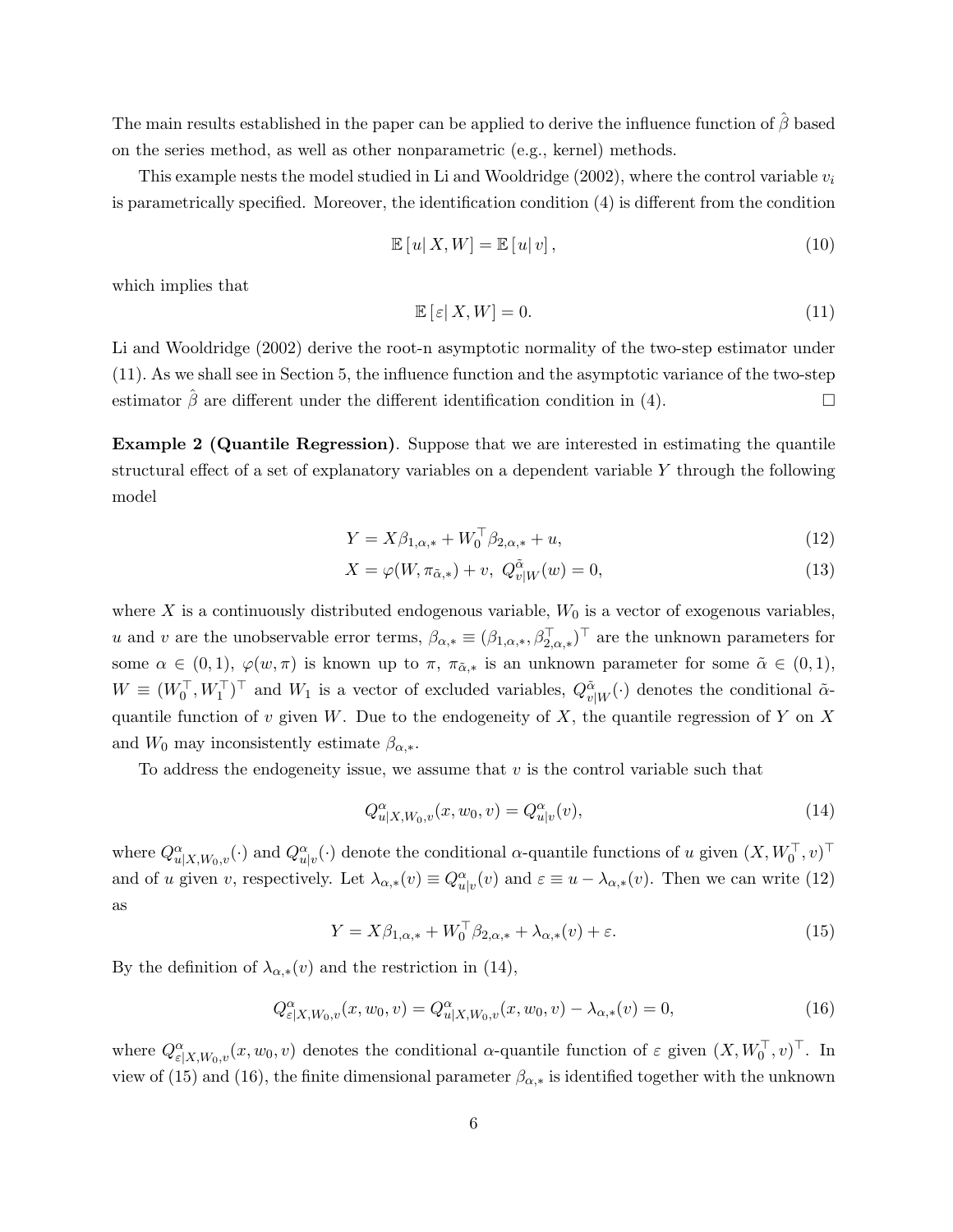The main results established in the paper can be applied to derive the influence function of $\hat{\beta}$ based on the series method, as well as other nonparametric (e.g., kernel) methods.

This example nests the model studied in Li and Wooldridge (2002), where the control variable $v_i$ is parametrically specified. Moreover, the identification condition (4) is different from the condition

$$\mathbb{E}\left[u|\, X, W\right] = \mathbb{E}\left[u|\, v\right], \tag{10}$$

which implies that

$$\mathbb{E}\left[\varepsilon|\, X, W\right] = 0. \tag{11}$$

Li and Wooldridge (2002) derive the root-n asymptotic normality of the two-step estimator under (11). As we shall see in Section 5, the influence function and the asymptotic variance of the two-step estimator $\hat{\beta}$ are different under the different identification condition in (4). $\square$

**Example 2 (Quantile Regression)**. Suppose that we are interested in estimating the quantile structural effect of a set of explanatory variables on a dependent variable $Y$ through the following model

$$Y = X\beta_{1,\alpha,*} + W_0^\top \beta_{2,\alpha,*} + u, \tag{12}$$

$$X = \varphi(W, \pi_{\tilde{\alpha},*}) + v,\ Q_{v|W}^{\tilde{\alpha}}(w) = 0, \tag{13}$$

where $X$ is a continuously distributed endogenous variable, $W_0$ is a vector of exogenous variables, $u$ and $v$ are the unobservable error terms, $\beta_{\alpha,*} \equiv (\beta_{1,\alpha,*}, \beta_{2,\alpha,*}^\top)^\top$ are the unknown parameters for some $\alpha \in (0,1)$, $\varphi(w,\pi)$ is known up to $\pi$, $\pi_{\tilde{\alpha},*}$ is an unknown parameter for some $\tilde{\alpha} \in (0,1)$, $W \equiv (W_0^\top, W_1^\top)^\top$ and $W_1$ is a vector of excluded variables, $Q_{v|W}^{\tilde{\alpha}}(\cdot)$ denotes the conditional $\tilde{\alpha}$-quantile function of $v$ given $W$. Due to the endogeneity of $X$, the quantile regression of $Y$ on $X$ and $W_0$ may inconsistently estimate $\beta_{\alpha,*}$.

To address the endogeneity issue, we assume that $v$ is the control variable such that

$$Q_{u|X,W_0,v}^{\alpha}(x, w_0, v) = Q_{u|v}^{\alpha}(v), \tag{14}$$

where $Q_{u|X,W_0,v}^{\alpha}(\cdot)$ and $Q_{u|v}^{\alpha}(\cdot)$ denote the conditional $\alpha$-quantile functions of $u$ given $(X, W_0^\top, v)^\top$ and of $u$ given $v$, respectively. Let $\lambda_{\alpha,*}(v) \equiv Q_{u|v}^{\alpha}(v)$ and $\varepsilon \equiv u - \lambda_{\alpha,*}(v)$. Then we can write (12) as

$$Y = X\beta_{1,\alpha,*} + W_0^\top \beta_{2,\alpha,*} + \lambda_{\alpha,*}(v) + \varepsilon. \tag{15}$$

By the definition of $\lambda_{\alpha,*}(v)$ and the restriction in (14),

$$Q_{\varepsilon|X,W_0,v}^{\alpha}(x, w_0, v) = Q_{u|X,W_0,v}^{\alpha}(x, w_0, v) - \lambda_{\alpha,*}(v) = 0, \tag{16}$$

where $Q_{\varepsilon|X,W_0,v}^{\alpha}(x, w_0, v)$ denotes the conditional $\alpha$-quantile function of $\varepsilon$ given $(X, W_0^\top, v)^\top$. In view of (15) and (16), the finite dimensional parameter $\beta_{\alpha,*}$ is identified together with the unknown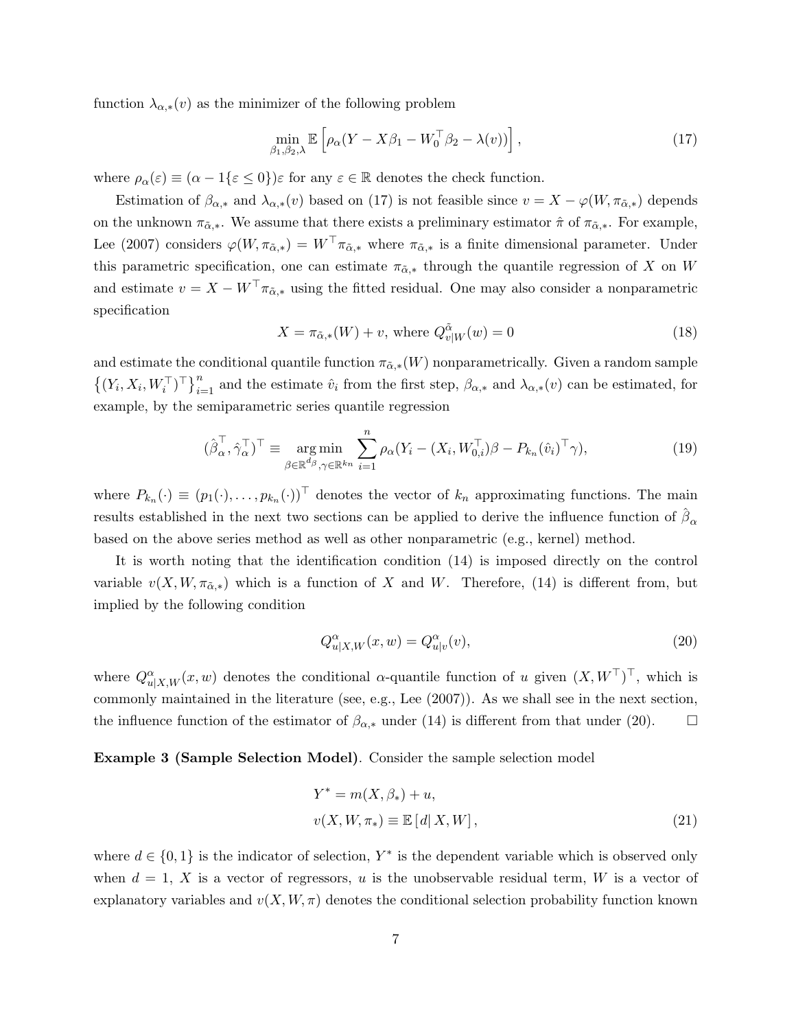function $\lambda_{\alpha,*}(v)$ as the minimizer of the following problem

$$\min_{\beta_1,\beta_2,\lambda} \mathbb{E}\left[\rho_\alpha(Y - X\beta_1 - W_0^\top \beta_2 - \lambda(v))\right], \tag{17}$$

where $\rho_\alpha(\varepsilon) \equiv (\alpha - 1\{\varepsilon \leq 0\})\varepsilon$ for any $\varepsilon \in \mathbb{R}$ denotes the check function.

Estimation of $\beta_{\alpha,*}$ and $\lambda_{\alpha,*}(v)$ based on (17) is not feasible since $v = X - \varphi(W, \pi_{\tilde{\alpha},*})$ depends on the unknown $\pi_{\tilde{\alpha},*}$. We assume that there exists a preliminary estimator $\hat{\pi}$ of $\pi_{\tilde{\alpha},*}$. For example, Lee (2007) considers $\varphi(W, \pi_{\tilde{\alpha},*}) = W^\top \pi_{\tilde{\alpha},*}$ where $\pi_{\tilde{\alpha},*}$ is a finite dimensional parameter. Under this parametric specification, one can estimate $\pi_{\tilde{\alpha},*}$ through the quantile regression of $X$ on $W$ and estimate $v = X - W^\top \pi_{\tilde{\alpha},*}$ using the fitted residual. One may also consider a nonparametric specification

$$X = \pi_{\tilde{\alpha},*}(W) + v, \text{ where } Q^{\tilde{\alpha}}_{v|W}(w) = 0 \tag{18}$$

and estimate the conditional quantile function $\pi_{\tilde{\alpha},*}(W)$ nonparametrically. Given a random sample $\left\{(Y_i, X_i, W_i^\top)^\top\right\}_{i=1}^n$ and the estimate $\hat{v}_i$ from the first step, $\beta_{\alpha,*}$ and $\lambda_{\alpha,*}(v)$ can be estimated, for example, by the semiparametric series quantile regression

$$(\hat{\beta}_\alpha^\top, \hat{\gamma}_\alpha^\top)^\top \equiv \operatorname*{arg\,min}_{\beta \in \mathbb{R}^{d_\beta}, \gamma \in \mathbb{R}^{k_n}} \sum_{i=1}^n \rho_\alpha(Y_i - (X_i, W_{0,i}^\top)\beta - P_{k_n}(\hat{v}_i)^\top \gamma), \tag{19}$$

where $P_{k_n}(\cdot) \equiv (p_1(\cdot), \ldots, p_{k_n}(\cdot))^\top$ denotes the vector of $k_n$ approximating functions. The main results established in the next two sections can be applied to derive the influence function of $\hat{\beta}_\alpha$ based on the above series method as well as other nonparametric (e.g., kernel) method.

It is worth noting that the identification condition (14) is imposed directly on the control variable $v(X, W, \pi_{\tilde{\alpha},*})$ which is a function of $X$ and $W$. Therefore, (14) is different from, but implied by the following condition

$$Q^\alpha_{u|X,W}(x, w) = Q^\alpha_{u|v}(v), \tag{20}$$

where $Q^\alpha_{u|X,W}(x, w)$ denotes the conditional $\alpha$-quantile function of $u$ given $(X, W^\top)^\top$, which is commonly maintained in the literature (see, e.g., Lee (2007)). As we shall see in the next section, the influence function of the estimator of $\beta_{\alpha,*}$ under (14) is different from that under (20). $\square$

**Example 3 (Sample Selection Model)**. Consider the sample selection model

$$\begin{aligned} Y^* &= m(X, \beta_*) + u, \\ v(X, W, \pi_*) &\equiv \mathbb{E}\left[d | X, W\right], \end{aligned} \tag{21}$$

where $d \in \{0, 1\}$ is the indicator of selection, $Y^*$ is the dependent variable which is observed only when $d = 1$, $X$ is a vector of regressors, $u$ is the unobservable residual term, $W$ is a vector of explanatory variables and $v(X, W, \pi)$ denotes the conditional selection probability function known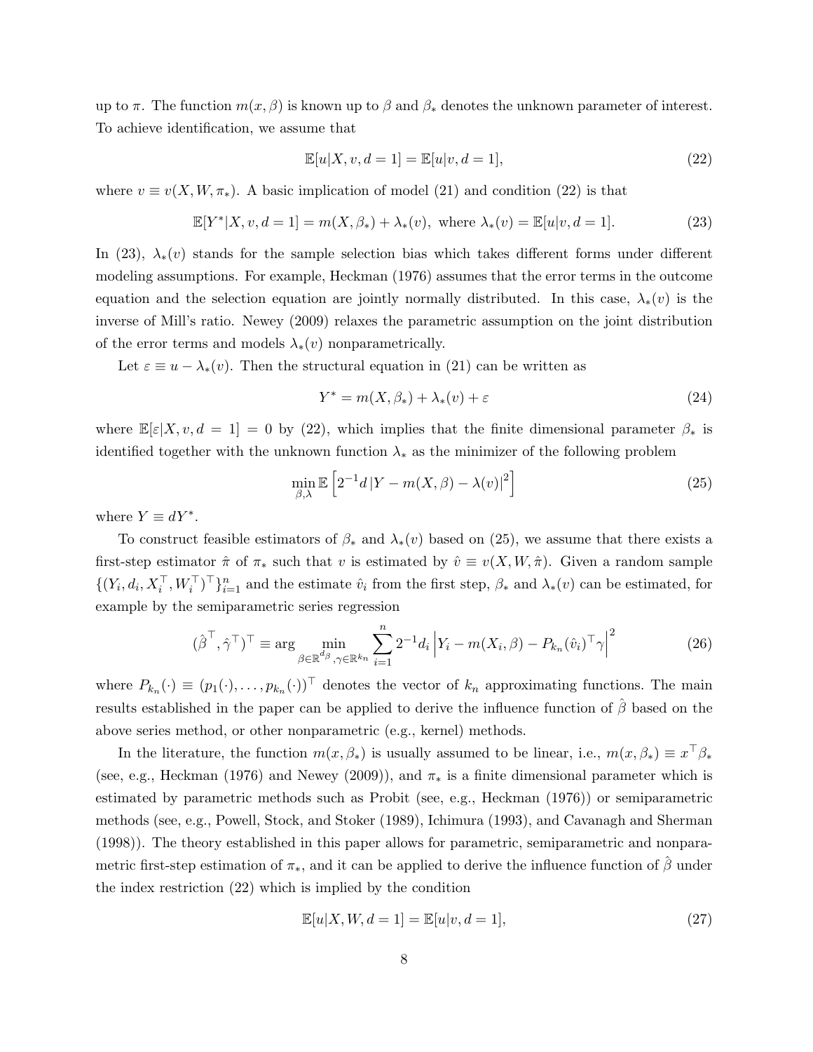up to $\pi$. The function $m(x, \beta)$ is known up to $\beta$ and $\beta_*$ denotes the unknown parameter of interest. To achieve identification, we assume that

$$\mathbb{E}[u|X, v, d = 1] = \mathbb{E}[u|v, d = 1], \tag{22}$$

where $v \equiv v(X, W, \pi_*)$. A basic implication of model (21) and condition (22) is that

$$\mathbb{E}[Y^*|X, v, d = 1] = m(X, \beta_*) + \lambda_*(v), \text{ where } \lambda_*(v) = \mathbb{E}[u|v, d = 1]. \tag{23}$$

In (23), $\lambda_*(v)$ stands for the sample selection bias which takes different forms under different modeling assumptions. For example, Heckman (1976) assumes that the error terms in the outcome equation and the selection equation are jointly normally distributed. In this case, $\lambda_*(v)$ is the inverse of Mill's ratio. Newey (2009) relaxes the parametric assumption on the joint distribution of the error terms and models $\lambda_*(v)$ nonparametrically.

Let $\varepsilon \equiv u - \lambda_*(v)$. Then the structural equation in (21) can be written as

$$Y^* = m(X, \beta_*) + \lambda_*(v) + \varepsilon \tag{24}$$

where $\mathbb{E}[\varepsilon|X, v, d = 1] = 0$ by (22), which implies that the finite dimensional parameter $\beta_*$ is identified together with the unknown function $\lambda_*$ as the minimizer of the following problem

$$\min_{\beta,\lambda} \mathbb{E}\left[2^{-1} d \left|Y - m(X, \beta) - \lambda(v)\right|^2\right] \tag{25}$$

where $Y \equiv dY^*$.

To construct feasible estimators of $\beta_*$ and $\lambda_*(v)$ based on (25), we assume that there exists a first-step estimator $\hat{\pi}$ of $\pi_*$ such that $v$ is estimated by $\hat{v} \equiv v(X, W, \hat{\pi})$. Given a random sample $\{(Y_i, d_i, X_i^\top, W_i^\top)^\top\}_{i=1}^n$ and the estimate $\hat{v}_i$ from the first step, $\beta_*$ and $\lambda_*(v)$ can be estimated, for example by the semiparametric series regression

$$(\hat{\beta}^\top, \hat{\gamma}^\top)^\top \equiv \arg \min_{\beta \in \mathbb{R}^{d_\beta}, \gamma \in \mathbb{R}^{k_n}} \sum_{i=1}^n 2^{-1} d_i \left|Y_i - m(X_i, \beta) - P_{k_n}(\hat{v}_i)^\top \gamma\right|^2 \tag{26}$$

where $P_{k_n}(\cdot) \equiv (p_1(\cdot), \ldots, p_{k_n}(\cdot))^\top$ denotes the vector of $k_n$ approximating functions. The main results established in the paper can be applied to derive the influence function of $\hat{\beta}$ based on the above series method, or other nonparametric (e.g., kernel) methods.

In the literature, the function $m(x, \beta_*)$ is usually assumed to be linear, i.e., $m(x, \beta_*) \equiv x^\top \beta_*$ (see, e.g., Heckman (1976) and Newey (2009)), and $\pi_*$ is a finite dimensional parameter which is estimated by parametric methods such as Probit (see, e.g., Heckman (1976)) or semiparametric methods (see, e.g., Powell, Stock, and Stoker (1989), Ichimura (1993), and Cavanagh and Sherman (1998)). The theory established in this paper allows for parametric, semiparametric and nonparametric first-step estimation of $\pi_*$, and it can be applied to derive the influence function of $\hat{\beta}$ under the index restriction (22) which is implied by the condition

$$\mathbb{E}[u|X, W, d = 1] = \mathbb{E}[u|v, d = 1], \tag{27}$$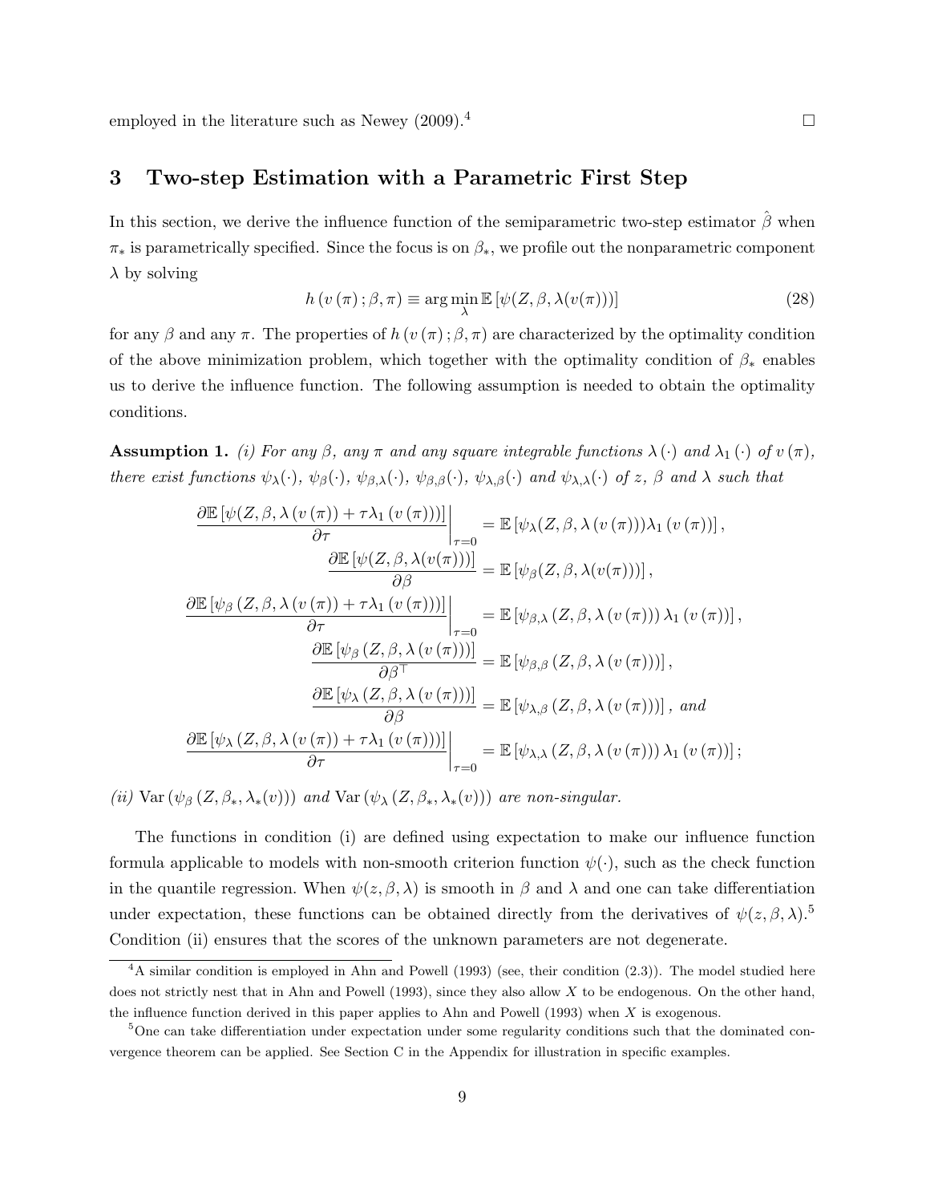employed in the literature such as Newey (2009).[4] □

## 3 Two-step Estimation with a Parametric First Step

In this section, we derive the influence function of the semiparametric two-step estimator $\hat{\beta}$ when $\pi_*$ is parametrically specified. Since the focus is on $\beta_*$, we profile out the nonparametric component $\lambda$ by solving

$$h\left(v\left(\pi\right);\beta,\pi\right) \equiv \arg\min_{\lambda} \mathbb{E}\left[\psi(Z,\beta,\lambda(v(\pi)))\right] \tag{28}$$

for any $\beta$ and any $\pi$. The properties of $h\left(v\left(\pi\right);\beta,\pi\right)$ are characterized by the optimality condition of the above minimization problem, which together with the optimality condition of $\beta_*$ enables us to derive the influence function. The following assumption is needed to obtain the optimality conditions.

**Assumption 1.** *(i) For any $\beta$, any $\pi$ and any square integrable functions $\lambda\left(\cdot\right)$ and $\lambda_1\left(\cdot\right)$ of $v\left(\pi\right)$, there exist functions $\psi_\lambda(\cdot)$, $\psi_\beta(\cdot)$, $\psi_{\beta,\lambda}(\cdot)$, $\psi_{\beta,\beta}(\cdot)$, $\psi_{\lambda,\beta}(\cdot)$ and $\psi_{\lambda,\lambda}(\cdot)$ of $z$, $\beta$ and $\lambda$ such that*

$$\begin{aligned}
\left.\frac{\partial \mathbb{E}\left[\psi(Z,\beta,\lambda\left(v\left(\pi\right)\right)+\tau\lambda_1\left(v\left(\pi\right)\right))\right]}{\partial \tau}\right|_{\tau=0} &= \mathbb{E}\left[\psi_\lambda(Z,\beta,\lambda\left(v\left(\pi\right)\right))\lambda_1\left(v\left(\pi\right)\right)\right], \\
\frac{\partial \mathbb{E}\left[\psi(Z,\beta,\lambda(v(\pi)))\right]}{\partial \beta} &= \mathbb{E}\left[\psi_\beta(Z,\beta,\lambda(v(\pi)))\right], \\
\left.\frac{\partial \mathbb{E}\left[\psi_\beta\left(Z,\beta,\lambda\left(v\left(\pi\right)\right)+\tau\lambda_1\left(v\left(\pi\right)\right)\right)\right]}{\partial \tau}\right|_{\tau=0} &= \mathbb{E}\left[\psi_{\beta,\lambda}\left(Z,\beta,\lambda\left(v\left(\pi\right)\right)\right)\lambda_1\left(v\left(\pi\right)\right)\right], \\
\frac{\partial \mathbb{E}\left[\psi_\beta\left(Z,\beta,\lambda\left(v\left(\pi\right)\right)\right)\right]}{\partial \beta^\top} &= \mathbb{E}\left[\psi_{\beta,\beta}\left(Z,\beta,\lambda\left(v\left(\pi\right)\right)\right)\right], \\
\frac{\partial \mathbb{E}\left[\psi_\lambda\left(Z,\beta,\lambda\left(v\left(\pi\right)\right)\right)\right]}{\partial \beta} &= \mathbb{E}\left[\psi_{\lambda,\beta}\left(Z,\beta,\lambda\left(v\left(\pi\right)\right)\right)\right], \text{ and} \\
\left.\frac{\partial \mathbb{E}\left[\psi_\lambda\left(Z,\beta,\lambda\left(v\left(\pi\right)\right)+\tau\lambda_1\left(v\left(\pi\right)\right)\right)\right]}{\partial \tau}\right|_{\tau=0} &= \mathbb{E}\left[\psi_{\lambda,\lambda}\left(Z,\beta,\lambda\left(v\left(\pi\right)\right)\right)\lambda_1\left(v\left(\pi\right)\right)\right];
\end{aligned}$$

*(ii) $\mathrm{Var}\left(\psi_\beta\left(Z,\beta_*,\lambda_*(v)\right)\right)$ and $\mathrm{Var}\left(\psi_\lambda\left(Z,\beta_*,\lambda_*(v)\right)\right)$ are non-singular.*

The functions in condition (i) are defined using expectation to make our influence function formula applicable to models with non-smooth criterion function $\psi(\cdot)$, such as the check function in the quantile regression. When $\psi(z,\beta,\lambda)$ is smooth in $\beta$ and $\lambda$ and one can take differentiation under expectation, these functions can be obtained directly from the derivatives of $\psi(z,\beta,\lambda)$.[5] Condition (ii) ensures that the scores of the unknown parameters are not degenerate.

[4] A similar condition is employed in Ahn and Powell (1993) (see, their condition (2.3)). The model studied here does not strictly nest that in Ahn and Powell (1993), since they also allow $X$ to be endogenous. On the other hand, the influence function derived in this paper applies to Ahn and Powell (1993) when $X$ is exogenous.

[5] One can take differentiation under expectation under some regularity conditions such that the dominated convergence theorem can be applied. See Section C in the Appendix for illustration in specific examples.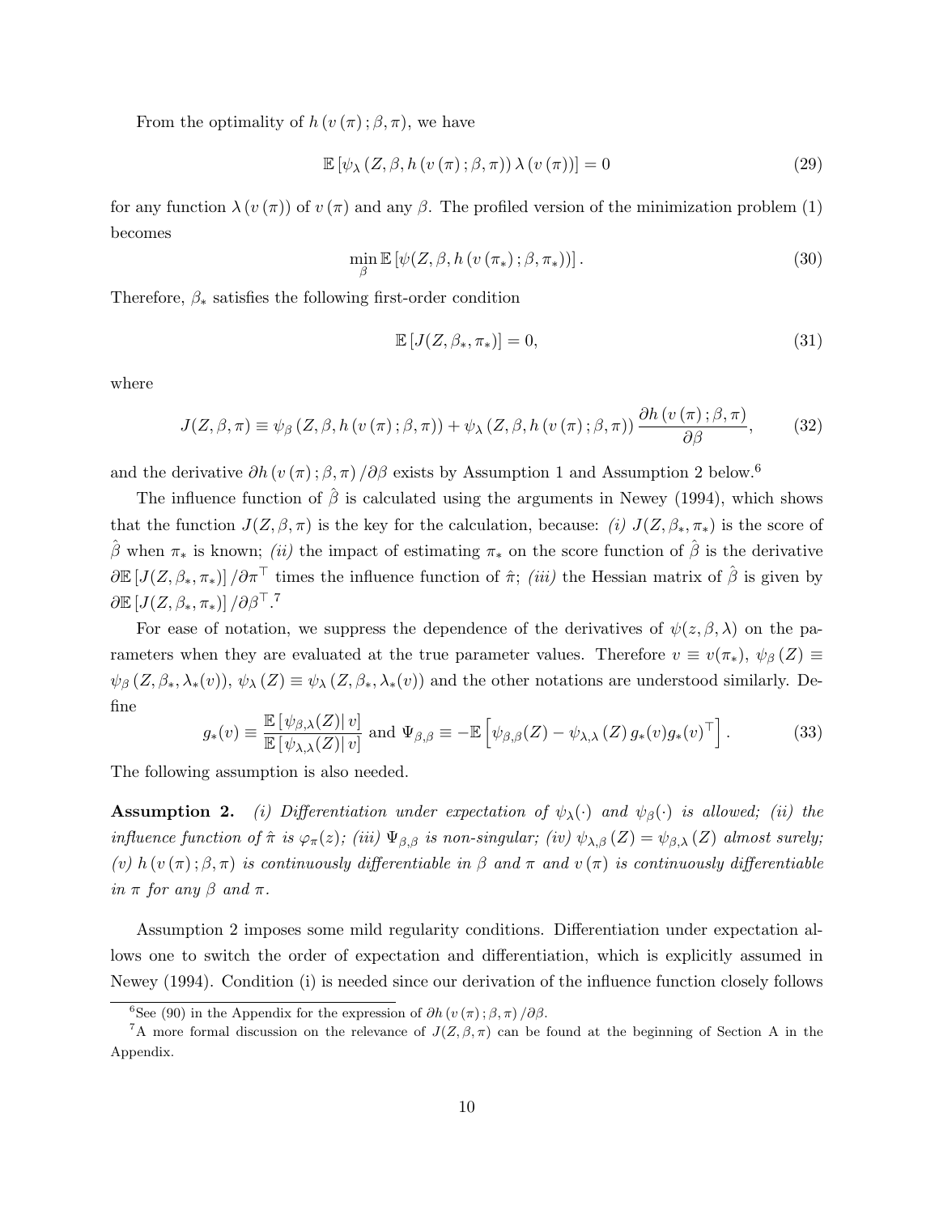From the optimality of $h(v(\pi);\beta,\pi)$, we have

$$\mathbb{E}\left[\psi_\lambda\left(Z,\beta,h\left(v\left(\pi\right);\beta,\pi\right)\right)\lambda\left(v\left(\pi\right)\right)\right]=0 \tag{29}$$

for any function $\lambda(v(\pi))$ of $v(\pi)$ and any $\beta$. The profiled version of the minimization problem (1) becomes

$$\min_\beta \mathbb{E}\left[\psi(Z,\beta,h\left(v\left(\pi_*\right);\beta,\pi_*\right))\right]. \tag{30}$$

Therefore, $\beta_*$ satisfies the following first-order condition

$$\mathbb{E}\left[J(Z,\beta_*,\pi_*)\right]=0, \tag{31}$$

where

$$J(Z,\beta,\pi)\equiv\psi_\beta\left(Z,\beta,h\left(v\left(\pi\right);\beta,\pi\right)\right)+\psi_\lambda\left(Z,\beta,h\left(v\left(\pi\right);\beta,\pi\right)\right)\frac{\partial h\left(v\left(\pi\right);\beta,\pi\right)}{\partial\beta}, \tag{32}$$

and the derivative $\partial h\left(v\left(\pi\right);\beta,\pi\right)/\partial\beta$ exists by Assumption 1 and Assumption 2 below.[6]

The influence function of $\hat{\beta}$ is calculated using the arguments in Newey (1994), which shows that the function $J(Z,\beta,\pi)$ is the key for the calculation, because: *(i)* $J(Z,\beta_*,\pi_*)$ is the score of $\hat{\beta}$ when $\pi_*$ is known; *(ii)* the impact of estimating $\pi_*$ on the score function of $\hat{\beta}$ is the derivative $\partial\mathbb{E}\left[J(Z,\beta_*,\pi_*)\right]/\partial\pi^\top$ times the influence function of $\hat{\pi}$; *(iii)* the Hessian matrix of $\hat{\beta}$ is given by $\partial\mathbb{E}\left[J(Z,\beta_*,\pi_*)\right]/\partial\beta^\top$.[7]

For ease of notation, we suppress the dependence of the derivatives of $\psi(z,\beta,\lambda)$ on the parameters when they are evaluated at the true parameter values. Therefore $v\equiv v(\pi_*)$, $\psi_\beta(Z)\equiv\psi_\beta\left(Z,\beta_*,\lambda_*(v)\right)$, $\psi_\lambda(Z)\equiv\psi_\lambda\left(Z,\beta_*,\lambda_*(v)\right)$ and the other notations are understood similarly. Define

$$g_*(v)\equiv\frac{\mathbb{E}\left[\left.\psi_{\beta,\lambda}(Z)\right|v\right]}{\mathbb{E}\left[\left.\psi_{\lambda,\lambda}(Z)\right|v\right]}\text{ and }\Psi_{\beta,\beta}\equiv-\mathbb{E}\left[\psi_{\beta,\beta}(Z)-\psi_{\lambda,\lambda}\left(Z\right)g_*(v)g_*(v)^\top\right]. \tag{33}$$

The following assumption is also needed.

**Assumption 2.** *(i) Differentiation under expectation of $\psi_\lambda(\cdot)$ and $\psi_\beta(\cdot)$ is allowed; (ii) the influence function of $\hat{\pi}$ is $\varphi_\pi(z)$; (iii) $\Psi_{\beta,\beta}$ is non-singular; (iv) $\psi_{\lambda,\beta}(Z)=\psi_{\beta,\lambda}(Z)$ almost surely; (v) $h\left(v\left(\pi\right);\beta,\pi\right)$ is continuously differentiable in $\beta$ and $\pi$ and $v(\pi)$ is continuously differentiable in $\pi$ for any $\beta$ and $\pi$.*

Assumption 2 imposes some mild regularity conditions. Differentiation under expectation allows one to switch the order of expectation and differentiation, which is explicitly assumed in Newey (1994). Condition (i) is needed since our derivation of the influence function closely follows

[6] See (90) in the Appendix for the expression of $\partial h\left(v\left(\pi\right);\beta,\pi\right)/\partial\beta$.

[7] A more formal discussion on the relevance of $J(Z,\beta,\pi)$ can be found at the beginning of Section A in the Appendix.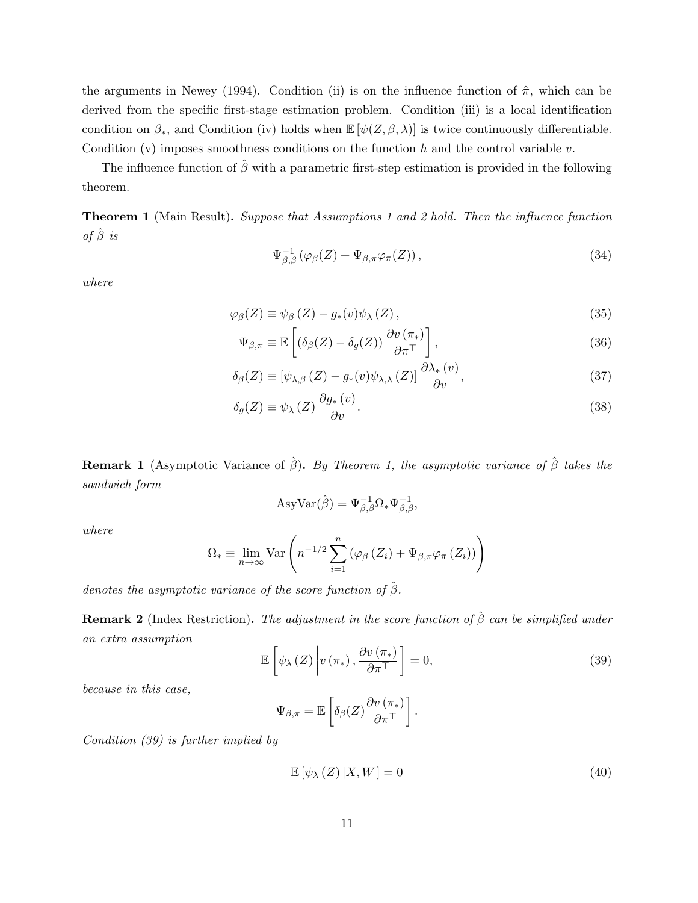the arguments in Newey (1994). Condition (ii) is on the influence function of $\hat{\pi}$, which can be derived from the specific first-stage estimation problem. Condition (iii) is a local identification condition on $\beta_*$, and Condition (iv) holds when $\mathbb{E}[\psi(Z, \beta, \lambda)]$ is twice continuously differentiable. Condition (v) imposes smoothness conditions on the function $h$ and the control variable $v$.

The influence function of $\hat{\beta}$ with a parametric first-step estimation is provided in the following theorem.

**Theorem 1** (Main Result)**.** *Suppose that Assumptions 1 and 2 hold. Then the influence function of $\hat{\beta}$ is*

$$\Psi_{\beta,\beta}^{-1} \left( \varphi_\beta(Z) + \Psi_{\beta,\pi} \varphi_\pi(Z) \right), \tag{34}$$

*where*

$$\varphi_\beta(Z) \equiv \psi_\beta(Z) - g_*(v) \psi_\lambda(Z), \tag{35}$$

$$\Psi_{\beta,\pi} \equiv \mathbb{E}\left[ \left( \delta_\beta(Z) - \delta_g(Z) \right) \frac{\partial v(\pi_*)}{\partial \pi^\top} \right], \tag{36}$$

$$\delta_\beta(Z) \equiv \left[ \psi_{\lambda,\beta}(Z) - g_*(v) \psi_{\lambda,\lambda}(Z) \right] \frac{\partial \lambda_*(v)}{\partial v}, \tag{37}$$

$$\delta_g(Z) \equiv \psi_\lambda(Z) \frac{\partial g_*(v)}{\partial v}. \tag{38}$$

**Remark 1** (Asymptotic Variance of $\hat{\beta}$)**.** *By Theorem 1, the asymptotic variance of $\hat{\beta}$ takes the sandwich form*

$$\text{AsyVar}(\hat{\beta}) = \Psi_{\beta,\beta}^{-1} \Omega_* \Psi_{\beta,\beta}^{-1},$$

*where*

$$\Omega_* \equiv \lim_{n \to \infty} \text{Var}\left( n^{-1/2} \sum_{i=1}^{n} \left( \varphi_\beta(Z_i) + \Psi_{\beta,\pi} \varphi_\pi(Z_i) \right) \right)$$

*denotes the asymptotic variance of the score function of $\hat{\beta}$.*

**Remark 2** (Index Restriction)**.** *The adjustment in the score function of $\hat{\beta}$ can be simplified under an extra assumption*

$$\mathbb{E}\left[ \psi_\lambda(Z) \middle| v(\pi_*), \frac{\partial v(\pi_*)}{\partial \pi^\top} \right] = 0, \tag{39}$$

*because in this case,*

$$\Psi_{\beta,\pi} = \mathbb{E}\left[ \delta_\beta(Z) \frac{\partial v(\pi_*)}{\partial \pi^\top} \right].$$

*Condition (39) is further implied by*

$$\mathbb{E}\left[ \psi_\lambda(Z) \,|\, X, W \right] = 0 \tag{40}$$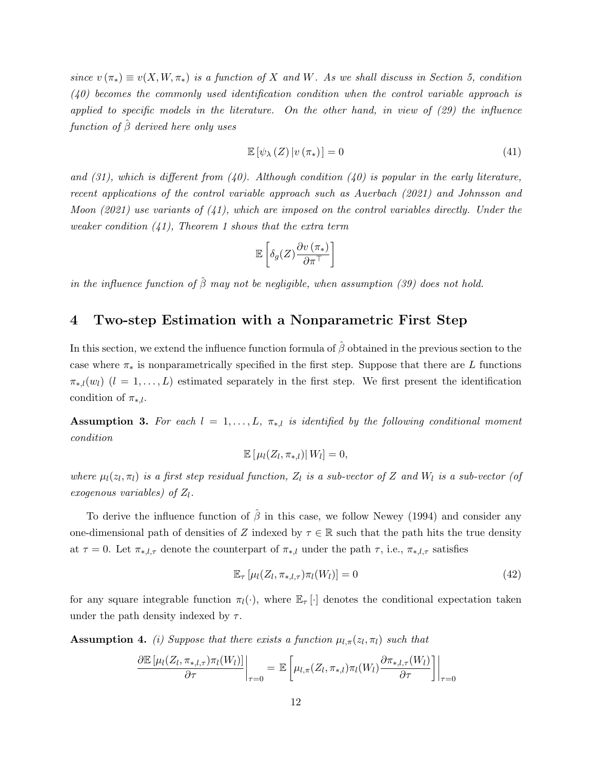*since $v(\pi_*) \equiv v(X, W, \pi_*)$ is a function of $X$ and $W$. As we shall discuss in Section 5, condition (40) becomes the commonly used identification condition when the control variable approach is applied to specific models in the literature. On the other hand, in view of (29) the influence function of $\hat{\beta}$ derived here only uses*

$$\mathbb{E}\left[\psi_{\lambda}(Z)\,|v(\pi_*)\right] = 0 \tag{41}$$

*and (31), which is different from (40). Although condition (40) is popular in the early literature, recent applications of the control variable approach such as Auerbach (2021) and Johnsson and Moon (2021) use variants of (41), which are imposed on the control variables directly. Under the weaker condition (41), Theorem 1 shows that the extra term*

$$\mathbb{E}\left[\delta_g(Z)\frac{\partial v(\pi_*)}{\partial \pi^\top}\right]$$

*in the influence function of $\hat{\beta}$ may not be negligible, when assumption (39) does not hold.*

## 4 Two-step Estimation with a Nonparametric First Step

In this section, we extend the influence function formula of $\hat{\beta}$ obtained in the previous section to the case where $\pi_*$ is nonparametrically specified in the first step. Suppose that there are $L$ functions $\pi_{*,l}(w_l)$ $(l = 1, \ldots, L)$ estimated separately in the first step. We first present the identification condition of $\pi_{*,l}$.

**Assumption 3.** *For each $l = 1, \ldots, L$, $\pi_{*,l}$ is identified by the following conditional moment condition*

$$\mathbb{E}\left[\mu_l(Z_l, \pi_{*,l})|\, W_l\right] = 0,$$

*where $\mu_l(z_l, \pi_l)$ is a first step residual function, $Z_l$ is a sub-vector of $Z$ and $W_l$ is a sub-vector (of exogenous variables) of $Z_l$.*

To derive the influence function of $\hat{\beta}$ in this case, we follow Newey (1994) and consider any one-dimensional path of densities of $Z$ indexed by $\tau \in \mathbb{R}$ such that the path hits the true density at $\tau = 0$. Let $\pi_{*,l,\tau}$ denote the counterpart of $\pi_{*,l}$ under the path $\tau$, i.e., $\pi_{*,l,\tau}$ satisfies

$$\mathbb{E}_{\tau}\left[\mu_l(Z_l, \pi_{*,l,\tau})\pi_l(W_l)\right] = 0 \tag{42}$$

for any square integrable function $\pi_l(\cdot)$, where $\mathbb{E}_{\tau}[\cdot]$ denotes the conditional expectation taken under the path density indexed by $\tau$.

**Assumption 4.** *(i) Suppose that there exists a function $\mu_{l,\pi}(z_l, \pi_l)$ such that*

$$\left.\frac{\partial \mathbb{E}\left[\mu_l(Z_l, \pi_{*,l,\tau})\pi_l(W_l)\right]}{\partial \tau}\right|_{\tau=0} = \left.\mathbb{E}\left[\mu_{l,\pi}(Z_l, \pi_{*,l})\pi_l(W_l)\frac{\partial \pi_{*,l,\tau}(W_l)}{\partial \tau}\right]\right|_{\tau=0}$$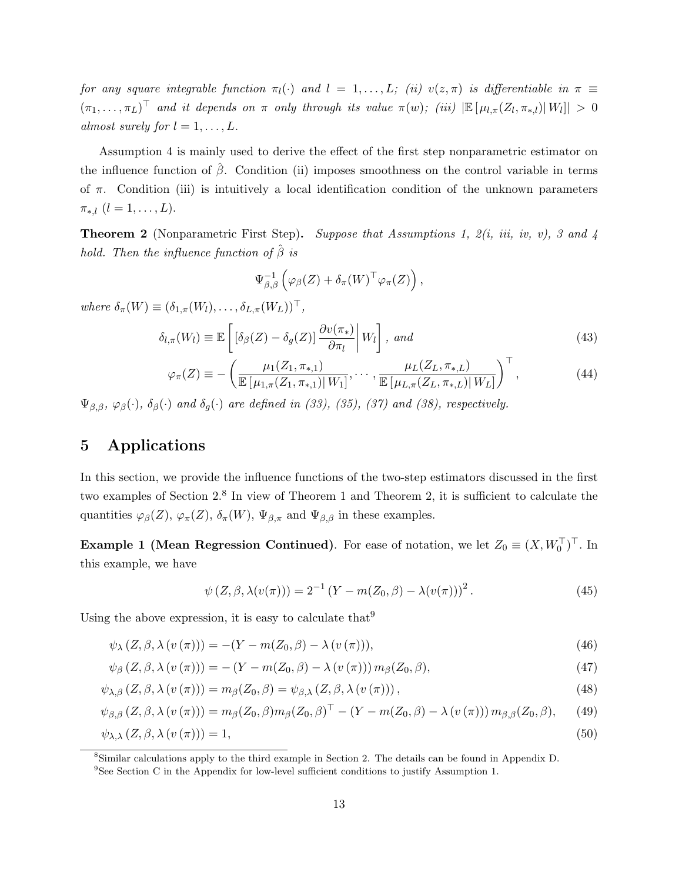*for any square integrable function $\pi_l(\cdot)$ and $l = 1, \ldots, L$; (ii) $v(z, \pi)$ is differentiable in $\pi \equiv (\pi_1, \ldots, \pi_L)^\top$ and it depends on $\pi$ only through its value $\pi(w)$; (iii) $|\mathbb{E}[\mu_{l,\pi}(Z_l, \pi_{*,l})| W_l]| > 0$ almost surely for $l = 1, \ldots, L$.*

Assumption 4 is mainly used to derive the effect of the first step nonparametric estimator on the influence function of $\hat{\beta}$. Condition (ii) imposes smoothness on the control variable in terms of $\pi$. Condition (iii) is intuitively a local identification condition of the unknown parameters $\pi_{*,l}$ $(l = 1, \ldots, L)$.

**Theorem 2** (Nonparametric First Step)**.** *Suppose that Assumptions 1, 2(i, iii, iv, v), 3 and 4 hold. Then the influence function of $\hat{\beta}$ is*

$$\Psi_{\beta,\beta}^{-1}\left(\varphi_\beta(Z) + \delta_\pi(W)^\top \varphi_\pi(Z)\right),$$

*where $\delta_\pi(W) \equiv (\delta_{1,\pi}(W_l), \ldots, \delta_{L,\pi}(W_L))^\top$,*

$$\delta_{l,\pi}(W_l) \equiv \mathbb{E}\left[\left[\delta_\beta(Z) - \delta_g(Z)\right] \frac{\partial v(\pi_*)}{\partial \pi_l} \middle| W_l\right], \text{ and} \tag{43}$$

$$\varphi_\pi(Z) \equiv -\left(\frac{\mu_1(Z_1, \pi_{*,1})}{\mathbb{E}[\mu_{1,\pi}(Z_1, \pi_{*,1})| W_1]}, \cdots, \frac{\mu_L(Z_L, \pi_{*,L})}{\mathbb{E}[\mu_{L,\pi}(Z_L, \pi_{*,L})| W_L]}\right)^\top, \tag{44}$$

*$\Psi_{\beta,\beta}$, $\varphi_\beta(\cdot)$, $\delta_\beta(\cdot)$ and $\delta_g(\cdot)$ are defined in (33), (35), (37) and (38), respectively.*

# 5 Applications

In this section, we provide the influence functions of the two-step estimators discussed in the first two examples of Section 2.[8] In view of Theorem 1 and Theorem 2, it is sufficient to calculate the quantities $\varphi_\beta(Z)$, $\varphi_\pi(Z)$, $\delta_\pi(W)$, $\Psi_{\beta,\pi}$ and $\Psi_{\beta,\beta}$ in these examples.

**Example 1 (Mean Regression Continued)**. For ease of notation, we let $Z_0 \equiv (X, W_0^\top)^\top$. In this example, we have

$$\psi(Z, \beta, \lambda(v(\pi))) = 2^{-1}(Y - m(Z_0, \beta) - \lambda(v(\pi)))^2. \tag{45}$$

Using the above expression, it is easy to calculate that[9]

$$\psi_\lambda(Z, \beta, \lambda(v(\pi))) = -(Y - m(Z_0, \beta) - \lambda(v(\pi))), \tag{46}$$

$$\psi_\beta(Z, \beta, \lambda(v(\pi))) = -(Y - m(Z_0, \beta) - \lambda(v(\pi)))\, m_\beta(Z_0, \beta), \tag{47}$$

$$\psi_{\lambda,\beta}(Z, \beta, \lambda(v(\pi))) = m_\beta(Z_0, \beta) = \psi_{\beta,\lambda}(Z, \beta, \lambda(v(\pi))), \tag{48}$$

$$\psi_{\beta,\beta}(Z, \beta, \lambda(v(\pi))) = m_\beta(Z_0, \beta) m_\beta(Z_0, \beta)^\top - (Y - m(Z_0, \beta) - \lambda(v(\pi)))\, m_{\beta,\beta}(Z_0, \beta), \tag{49}$$

$$\psi_{\lambda,\lambda}(Z, \beta, \lambda(v(\pi))) = 1, \tag{50}$$

[8] Similar calculations apply to the third example in Section 2. The details can be found in Appendix D.

[9] See Section C in the Appendix for low-level sufficient conditions to justify Assumption 1.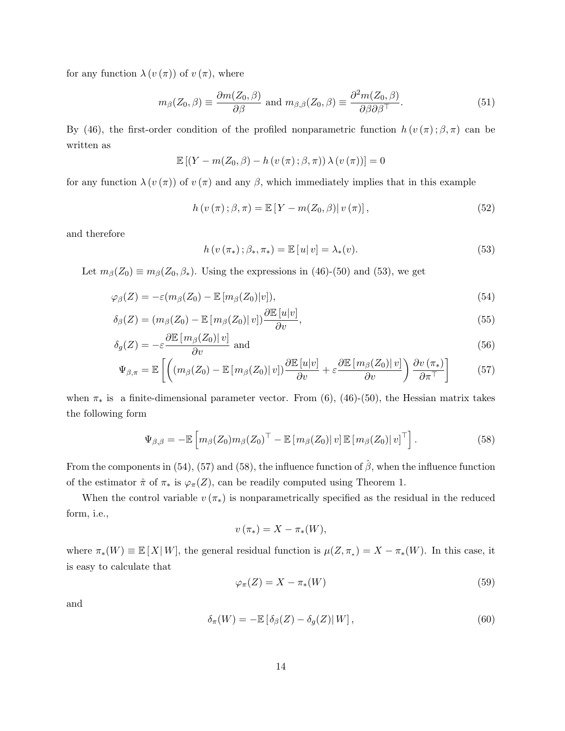for any function $\lambda(v(\pi))$ of $v(\pi)$, where

$$m_{\beta}(Z_0,\beta) \equiv \frac{\partial m(Z_0,\beta)}{\partial \beta} \text{ and } m_{\beta,\beta}(Z_0,\beta) \equiv \frac{\partial^2 m(Z_0,\beta)}{\partial \beta \partial \beta^{\top}}. \tag{51}$$

By (46), the first-order condition of the profiled nonparametric function $h(v(\pi);\beta,\pi)$ can be written as

$$\mathbb{E}\left[(Y - m(Z_0,\beta) - h(v(\pi);\beta,\pi))\,\lambda(v(\pi))\right] = 0$$

for any function $\lambda(v(\pi))$ of $v(\pi)$ and any $\beta$, which immediately implies that in this example

$$h(v(\pi);\beta,\pi) = \mathbb{E}\left[Y - m(Z_0,\beta)\,|\, v(\pi)\right], \tag{52}$$

and therefore

$$h(v(\pi_*);\beta_*,\pi_*) = \mathbb{E}\left[u\,|\, v\right] = \lambda_*(v). \tag{53}$$

Let $m_{\beta}(Z_0) \equiv m_{\beta}(Z_0,\beta_*)$. Using the expressions in (46)-(50) and (53), we get

$$\varphi_{\beta}(Z) = -\varepsilon(m_{\beta}(Z_0) - \mathbb{E}\left[m_{\beta}(Z_0)|v\right]), \tag{54}$$

$$\delta_{\beta}(Z) = (m_{\beta}(Z_0) - \mathbb{E}\left[m_{\beta}(Z_0)|\, v\right])\frac{\partial \mathbb{E}\left[u|v\right]}{\partial v}, \tag{55}$$

$$\delta_{g}(Z) = -\varepsilon\frac{\partial \mathbb{E}\left[m_{\beta}(Z_0)|\, v\right]}{\partial v} \text{ and} \tag{56}$$

$$\Psi_{\beta,\pi} = \mathbb{E}\left[\left((m_{\beta}(Z_0) - \mathbb{E}\left[m_{\beta}(Z_0)|\, v\right])\frac{\partial \mathbb{E}\left[u|v\right]}{\partial v} + \varepsilon\frac{\partial \mathbb{E}\left[m_{\beta}(Z_0)|\, v\right]}{\partial v}\right)\frac{\partial v(\pi_*)}{\partial \pi^{\top}}\right] \tag{57}$$

when $\pi_*$ is a finite-dimensional parameter vector. From (6), (46)-(50), the Hessian matrix takes the following form

$$\Psi_{\beta,\beta} = -\mathbb{E}\left[m_{\beta}(Z_0)m_{\beta}(Z_0)^{\top} - \mathbb{E}\left[m_{\beta}(Z_0)|\, v\right]\mathbb{E}\left[m_{\beta}(Z_0)|\, v\right]^{\top}\right]. \tag{58}$$

From the components in (54), (57) and (58), the influence function of $\hat{\beta}$, when the influence function of the estimator $\hat{\pi}$ of $\pi_*$ is $\varphi_{\pi}(Z)$, can be readily computed using Theorem 1.

When the control variable $v(\pi_*)$ is nonparametrically specified as the residual in the reduced form, i.e.,

$$v(\pi_*) = X - \pi_*(W),$$

where $\pi_*(W) \equiv \mathbb{E}\left[X|\, W\right]$, the general residual function is $\mu(Z,\pi_*) = X - \pi_*(W)$. In this case, it is easy to calculate that

$$\varphi_{\pi}(Z) = X - \pi_*(W) \tag{59}$$

and

$$\delta_{\pi}(W) = -\mathbb{E}\left[\delta_{\beta}(Z) - \delta_{g}(Z)|\, W\right], \tag{60}$$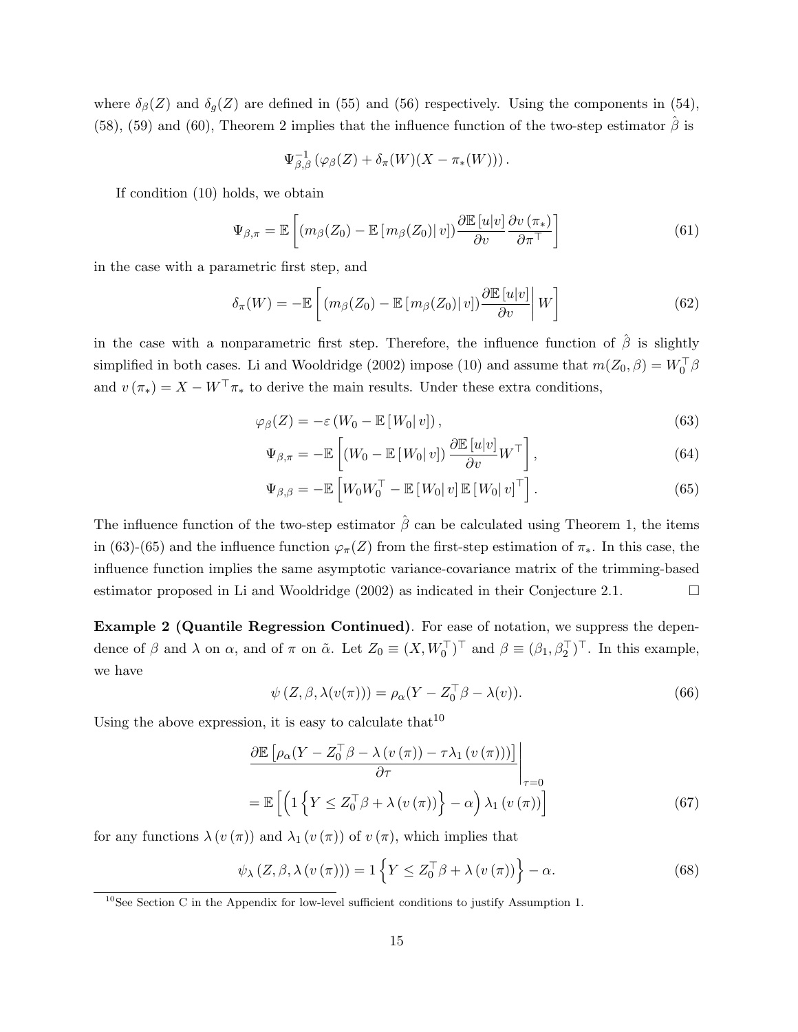where $\delta_\beta(Z)$ and $\delta_g(Z)$ are defined in (55) and (56) respectively. Using the components in (54), (58), (59) and (60), Theorem 2 implies that the influence function of the two-step estimator $\hat{\beta}$ is

$$\Psi_{\beta,\beta}^{-1}\left(\varphi_\beta(Z) + \delta_\pi(W)(X - \pi_*(W))\right).$$

If condition (10) holds, we obtain

$$\Psi_{\beta,\pi} = \mathbb{E}\left[\left(m_\beta(Z_0) - \mathbb{E}\left[m_\beta(Z_0)|\, v\right]\right)\frac{\partial \mathbb{E}\left[u|v\right]}{\partial v}\frac{\partial v\left(\pi_*\right)}{\partial \pi^\top}\right] \tag{61}$$

in the case with a parametric first step, and

$$\delta_\pi(W) = -\mathbb{E}\left[\left(m_\beta(Z_0) - \mathbb{E}\left[m_\beta(Z_0)|\, v\right]\right)\frac{\partial \mathbb{E}\left[u|v\right]}{\partial v}\right| W\right] \tag{62}$$

in the case with a nonparametric first step. Therefore, the influence function of $\hat{\beta}$ is slightly simplified in both cases. Li and Wooldridge (2002) impose (10) and assume that $m(Z_0, \beta) = W_0^\top \beta$ and $v\left(\pi_*\right) = X - W^\top \pi_*$ to derive the main results. Under these extra conditions,

$$\varphi_\beta(Z) = -\varepsilon\left(W_0 - \mathbb{E}\left[W_0|\, v\right]\right), \tag{63}$$

$$\Psi_{\beta,\pi} = -\mathbb{E}\left[\left(W_0 - \mathbb{E}\left[W_0|\, v\right]\right)\frac{\partial \mathbb{E}\left[u|v\right]}{\partial v}W^\top\right], \tag{64}$$

$$\Psi_{\beta,\beta} = -\mathbb{E}\left[W_0 W_0^\top - \mathbb{E}\left[W_0|\, v\right]\mathbb{E}\left[W_0|\, v\right]^\top\right]. \tag{65}$$

The influence function of the two-step estimator $\hat{\beta}$ can be calculated using Theorem 1, the items in (63)-(65) and the influence function $\varphi_\pi(Z)$ from the first-step estimation of $\pi_*$. In this case, the influence function implies the same asymptotic variance-covariance matrix of the trimming-based estimator proposed in Li and Wooldridge (2002) as indicated in their Conjecture 2.1. $\square$

**Example 2 (Quantile Regression Continued)**. For ease of notation, we suppress the dependence of $\beta$ and $\lambda$ on $\alpha$, and of $\pi$ on $\tilde{\alpha}$. Let $Z_0 \equiv (X, W_0^\top)^\top$ and $\beta \equiv (\beta_1, \beta_2^\top)^\top$. In this example, we have

$$\psi\left(Z, \beta, \lambda(v(\pi))\right) = \rho_\alpha(Y - Z_0^\top \beta - \lambda(v)). \tag{66}$$

Using the above expression, it is easy to calculate that[10]

$$\left.\frac{\partial \mathbb{E}\left[\rho_\alpha(Y - Z_0^\top \beta - \lambda\left(v\left(\pi\right)\right) - \tau \lambda_1\left(v\left(\pi\right)\right))\right]}{\partial \tau}\right|_{\tau=0}$$

$$= \mathbb{E}\left[\left(1\left\{Y \leq Z_0^\top \beta + \lambda\left(v\left(\pi\right)\right)\right\} - \alpha\right)\lambda_1\left(v\left(\pi\right)\right)\right] \tag{67}$$

for any functions $\lambda\left(v\left(\pi\right)\right)$ and $\lambda_1\left(v\left(\pi\right)\right)$ of $v\left(\pi\right)$, which implies that

$$\psi_\lambda\left(Z, \beta, \lambda\left(v\left(\pi\right)\right)\right) = 1\left\{Y \leq Z_0^\top \beta + \lambda\left(v\left(\pi\right)\right)\right\} - \alpha. \tag{68}$$

[10] See Section C in the Appendix for low-level sufficient conditions to justify Assumption 1.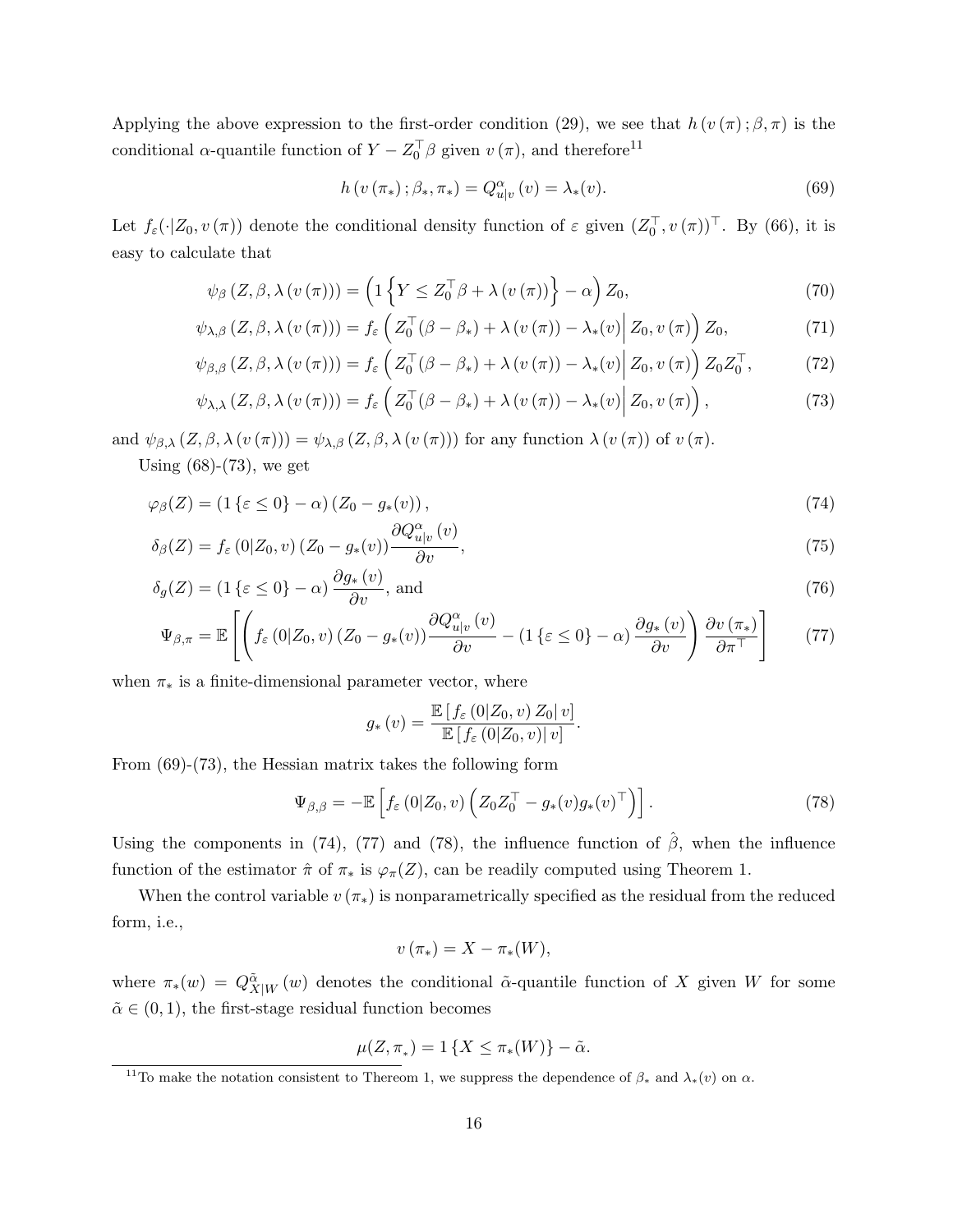Applying the above expression to the first-order condition (29), we see that $h(v(\pi);\beta,\pi)$ is the conditional $\alpha$-quantile function of $Y - Z_0^\top \beta$ given $v(\pi)$, and therefore[11]

$$
h(v(\pi_*);\beta_*,\pi_*) = Q_{u|v}^{\alpha}(v) = \lambda_*(v). \tag{69}
$$

Let $f_\varepsilon(\cdot|Z_0, v(\pi))$ denote the conditional density function of $\varepsilon$ given $(Z_0^\top, v(\pi))^\top$. By (66), it is easy to calculate that

$$
\psi_\beta(Z,\beta,\lambda(v(\pi))) = \left(1\left\{Y \le Z_0^\top \beta + \lambda(v(\pi))\right\} - \alpha\right) Z_0, \tag{70}
$$

$$
\psi_{\lambda,\beta}(Z,\beta,\lambda(v(\pi))) = f_\varepsilon\left(Z_0^\top(\beta-\beta_*) + \lambda(v(\pi)) - \lambda_*(v)\Big| Z_0, v(\pi)\right) Z_0, \tag{71}
$$

$$
\psi_{\beta,\beta}(Z,\beta,\lambda(v(\pi))) = f_\varepsilon\left(Z_0^\top(\beta-\beta_*) + \lambda(v(\pi)) - \lambda_*(v)\Big| Z_0, v(\pi)\right) Z_0 Z_0^\top, \tag{72}
$$

$$
\psi_{\lambda,\lambda}(Z,\beta,\lambda(v(\pi))) = f_\varepsilon\left(Z_0^\top(\beta-\beta_*) + \lambda(v(\pi)) - \lambda_*(v)\Big| Z_0, v(\pi)\right), \tag{73}
$$

and $\psi_{\beta,\lambda}(Z,\beta,\lambda(v(\pi))) = \psi_{\lambda,\beta}(Z,\beta,\lambda(v(\pi)))$ for any function $\lambda(v(\pi))$ of $v(\pi)$.

Using (68)-(73), we get

$$
\varphi_\beta(Z) = \left(1\{\varepsilon \le 0\} - \alpha\right)\left(Z_0 - g_*(v)\right), \tag{74}
$$

$$
\delta_\beta(Z) = f_\varepsilon(0|Z_0, v)\left(Z_0 - g_*(v)\right)\frac{\partial Q_{u|v}^{\alpha}(v)}{\partial v}, \tag{75}
$$

$$
\delta_g(Z) = \left(1\{\varepsilon \le 0\} - \alpha\right)\frac{\partial g_*(v)}{\partial v}, \text{ and} \tag{76}
$$

$$
\Psi_{\beta,\pi} = \mathbb{E}\left[\left(f_\varepsilon(0|Z_0, v)\left(Z_0 - g_*(v)\right)\frac{\partial Q_{u|v}^{\alpha}(v)}{\partial v} - \left(1\{\varepsilon \le 0\} - \alpha\right)\frac{\partial g_*(v)}{\partial v}\right)\frac{\partial v(\pi_*)}{\partial \pi^\top}\right] \tag{77}
$$

when $\pi_*$ is a finite-dimensional parameter vector, where

$$
g_*(v) = \frac{\mathbb{E}\left[f_\varepsilon(0|Z_0, v) Z_0 | v\right]}{\mathbb{E}\left[f_\varepsilon(0|Z_0, v) | v\right]}.
$$

From (69)-(73), the Hessian matrix takes the following form

$$
\Psi_{\beta,\beta} = -\mathbb{E}\left[f_\varepsilon(0|Z_0, v)\left(Z_0 Z_0^\top - g_*(v) g_*(v)^\top\right)\right]. \tag{78}
$$

Using the components in (74), (77) and (78), the influence function of $\hat{\beta}$, when the influence function of the estimator $\hat{\pi}$ of $\pi_*$ is $\varphi_\pi(Z)$, can be readily computed using Theorem 1.

When the control variable $v(\pi_*)$ is nonparametrically specified as the residual from the reduced form, i.e.,

$$
v(\pi_*) = X - \pi_*(W),
$$

where $\pi_*(w) = Q_{X|W}^{\tilde{\alpha}}(w)$ denotes the conditional $\tilde{\alpha}$-quantile function of $X$ given $W$ for some $\tilde{\alpha} \in (0,1)$, the first-stage residual function becomes

$$
\mu(Z, \pi_*) = 1\{X \le \pi_*(W)\} - \tilde{\alpha}.
$$

[11] To make the notation consistent to Thereom 1, we suppress the dependence of $\beta_*$ and $\lambda_*(v)$ on $\alpha$.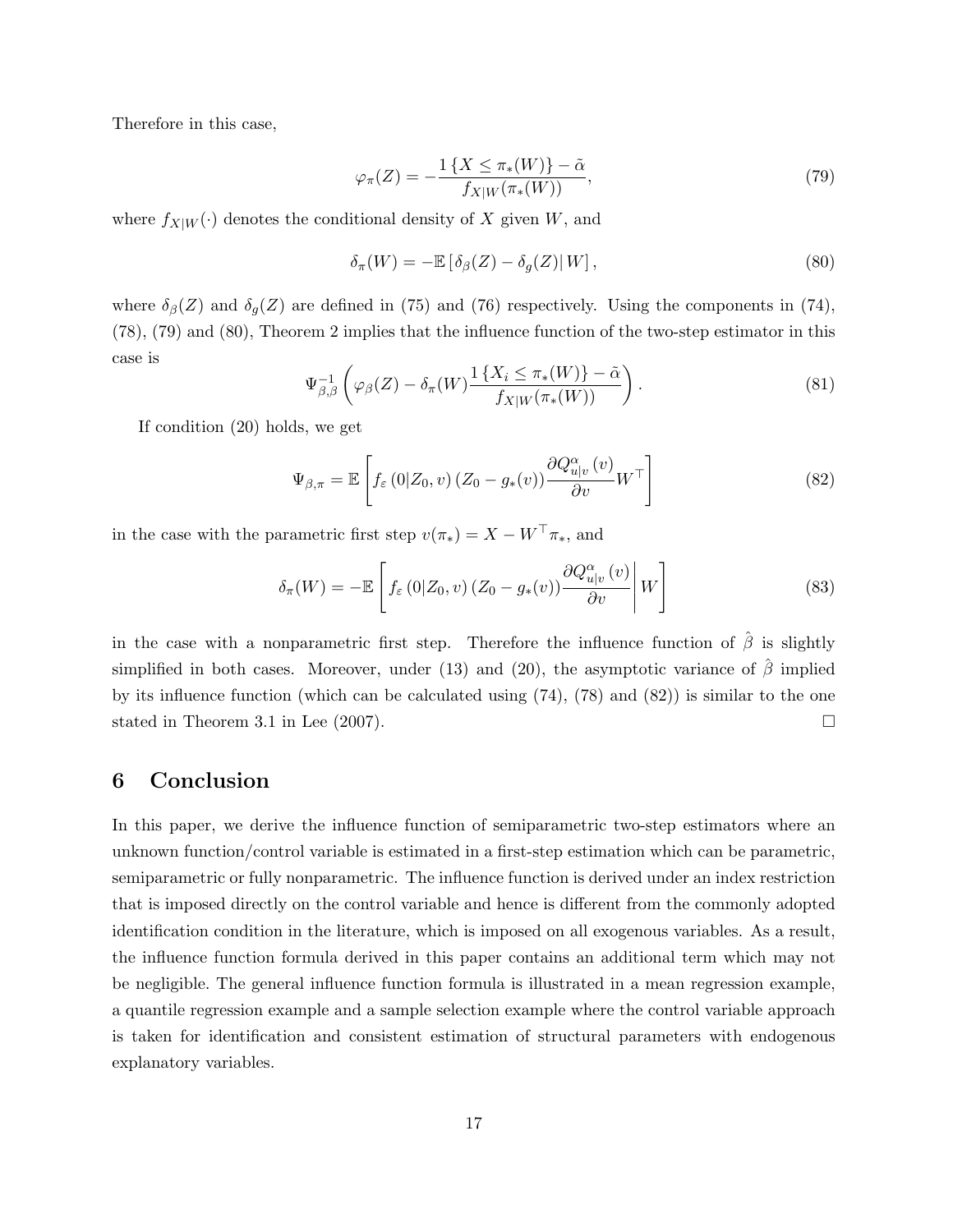Therefore in this case,

$$\varphi_\pi(Z) = -\frac{1\{X \leq \pi_*(W)\} - \tilde{\alpha}}{f_{X|W}(\pi_*(W))}, \tag{79}$$

where $f_{X|W}(\cdot)$ denotes the conditional density of $X$ given $W$, and

$$\delta_\pi(W) = -\mathbb{E}\left[\delta_\beta(Z) - \delta_g(Z)\middle| W\right], \tag{80}$$

where $\delta_\beta(Z)$ and $\delta_g(Z)$ are defined in (75) and (76) respectively. Using the components in (74), (78), (79) and (80), Theorem 2 implies that the influence function of the two-step estimator in this case is

$$\Psi_{\beta,\beta}^{-1}\left(\varphi_\beta(Z) - \delta_\pi(W)\frac{1\{X_i \leq \pi_*(W)\} - \tilde{\alpha}}{f_{X|W}(\pi_*(W))}\right). \tag{81}$$

If condition (20) holds, we get

$$\Psi_{\beta,\pi} = \mathbb{E}\left[f_\varepsilon\left(0|Z_0, v\right)\left(Z_0 - g_*(v)\right)\frac{\partial Q_{u|v}^{\alpha}\left(v\right)}{\partial v}W^\top\right] \tag{82}$$

in the case with the parametric first step $v(\pi_*) = X - W^\top \pi_*$, and

$$\delta_\pi(W) = -\mathbb{E}\left[f_\varepsilon\left(0|Z_0, v\right)\left(Z_0 - g_*(v)\right)\frac{\partial Q_{u|v}^{\alpha}\left(v\right)}{\partial v}\middle| W\right] \tag{83}$$

in the case with a nonparametric first step. Therefore the influence function of $\hat{\beta}$ is slightly simplified in both cases. Moreover, under (13) and (20), the asymptotic variance of $\hat{\beta}$ implied by its influence function (which can be calculated using (74), (78) and (82)) is similar to the one stated in Theorem 3.1 in Lee (2007). □

## 6 Conclusion

In this paper, we derive the influence function of semiparametric two-step estimators where an unknown function/control variable is estimated in a first-step estimation which can be parametric, semiparametric or fully nonparametric. The influence function is derived under an index restriction that is imposed directly on the control variable and hence is different from the commonly adopted identification condition in the literature, which is imposed on all exogenous variables. As a result, the influence function formula derived in this paper contains an additional term which may not be negligible. The general influence function formula is illustrated in a mean regression example, a quantile regression example and a sample selection example where the control variable approach is taken for identification and consistent estimation of structural parameters with endogenous explanatory variables.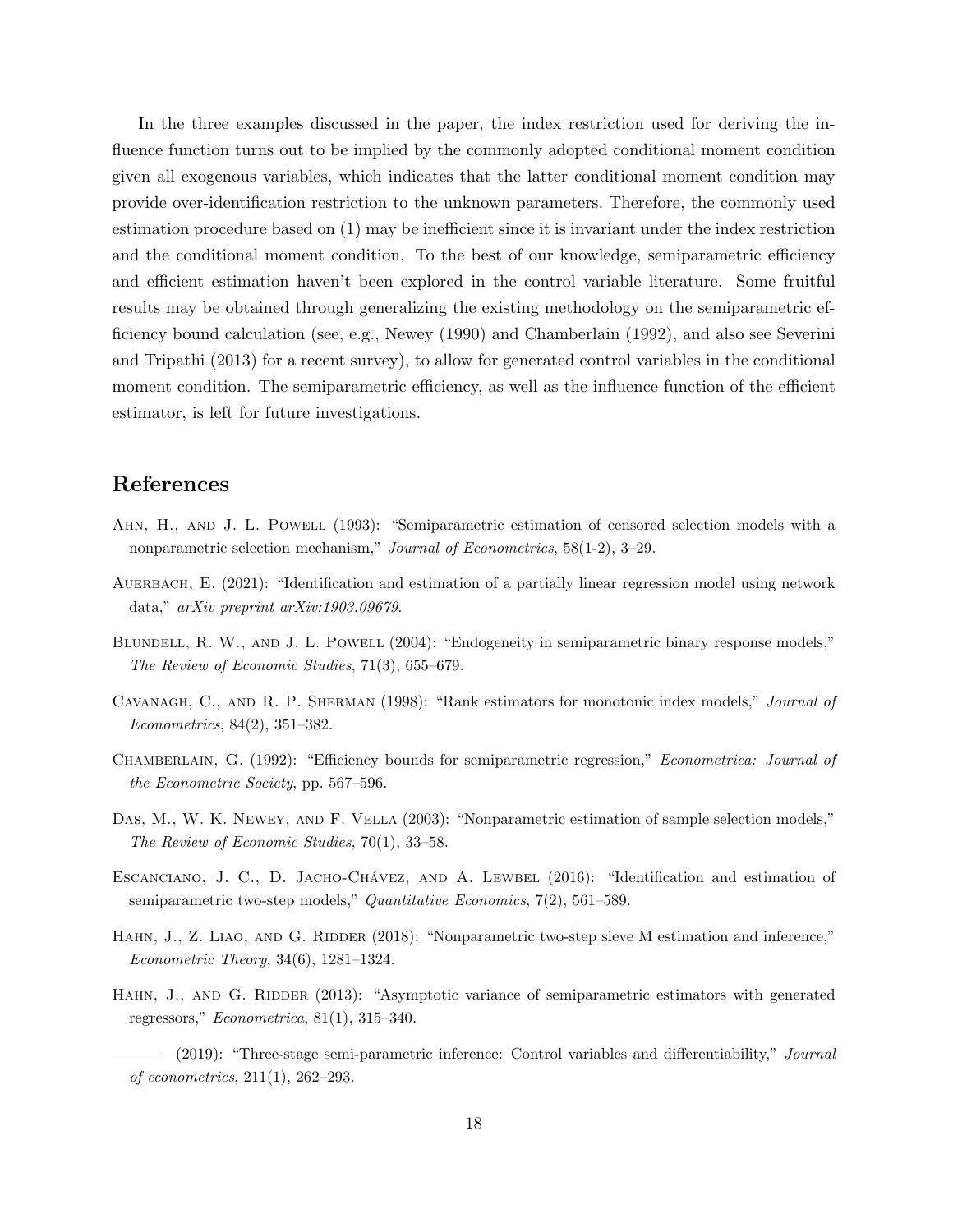In the three examples discussed in the paper, the index restriction used for deriving the influence function turns out to be implied by the commonly adopted conditional moment condition given all exogenous variables, which indicates that the latter conditional moment condition may provide over-identification restriction to the unknown parameters. Therefore, the commonly used estimation procedure based on (1) may be inefficient since it is invariant under the index restriction and the conditional moment condition. To the best of our knowledge, semiparametric efficiency and efficient estimation haven't been explored in the control variable literature. Some fruitful results may be obtained through generalizing the existing methodology on the semiparametric efficiency bound calculation (see, e.g., Newey (1990) and Chamberlain (1992), and also see Severini and Tripathi (2013) for a recent survey), to allow for generated control variables in the conditional moment condition. The semiparametric efficiency, as well as the influence function of the efficient estimator, is left for future investigations.

# References

Ahn, H., and J. L. Powell (1993): "Semiparametric estimation of censored selection models with a nonparametric selection mechanism," *Journal of Econometrics*, 58(1-2), 3–29.

Auerbach, E. (2021): "Identification and estimation of a partially linear regression model using network data," *arXiv preprint arXiv:1903.09679*.

Blundell, R. W., and J. L. Powell (2004): "Endogeneity in semiparametric binary response models," *The Review of Economic Studies*, 71(3), 655–679.

Cavanagh, C., and R. P. Sherman (1998): "Rank estimators for monotonic index models," *Journal of Econometrics*, 84(2), 351–382.

Chamberlain, G. (1992): "Efficiency bounds for semiparametric regression," *Econometrica: Journal of the Econometric Society*, pp. 567–596.

Das, M., W. K. Newey, and F. Vella (2003): "Nonparametric estimation of sample selection models," *The Review of Economic Studies*, 70(1), 33–58.

Escanciano, J. C., D. Jacho-Chávez, and A. Lewbel (2016): "Identification and estimation of semiparametric two-step models," *Quantitative Economics*, 7(2), 561–589.

Hahn, J., Z. Liao, and G. Ridder (2018): "Nonparametric two-step sieve M estimation and inference," *Econometric Theory*, 34(6), 1281–1324.

Hahn, J., and G. Ridder (2013): "Asymptotic variance of semiparametric estimators with generated regressors," *Econometrica*, 81(1), 315–340.

——— (2019): "Three-stage semi-parametric inference: Control variables and differentiability," *Journal of econometrics*, 211(1), 262–293.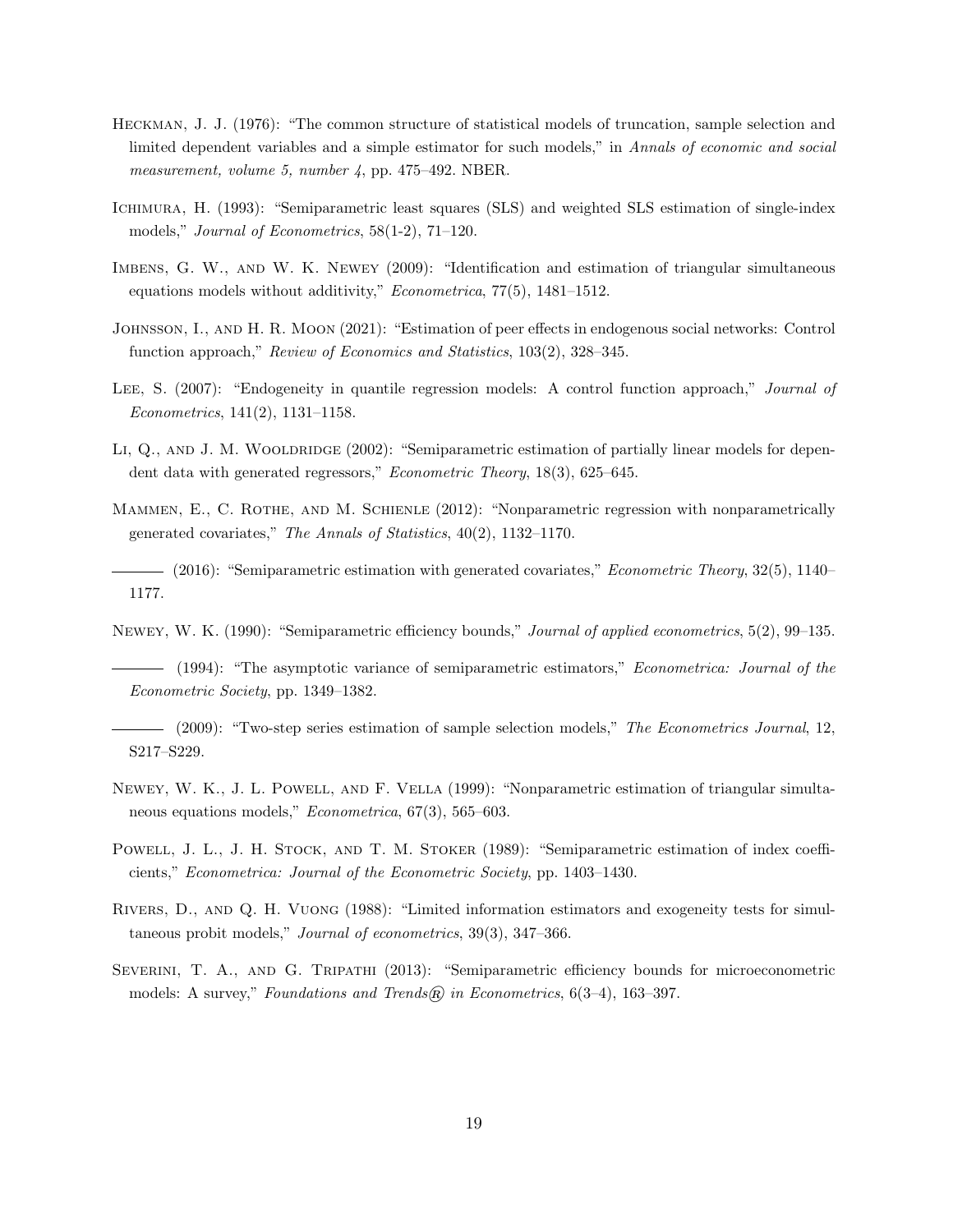Heckman, J. J. (1976): "The common structure of statistical models of truncation, sample selection and limited dependent variables and a simple estimator for such models," in *Annals of economic and social measurement, volume 5, number 4*, pp. 475–492. NBER.

Ichimura, H. (1993): "Semiparametric least squares (SLS) and weighted SLS estimation of single-index models," *Journal of Econometrics*, 58(1-2), 71–120.

Imbens, G. W., and W. K. Newey (2009): "Identification and estimation of triangular simultaneous equations models without additivity," *Econometrica*, 77(5), 1481–1512.

Johnsson, I., and H. R. Moon (2021): "Estimation of peer effects in endogenous social networks: Control function approach," *Review of Economics and Statistics*, 103(2), 328–345.

Lee, S. (2007): "Endogeneity in quantile regression models: A control function approach," *Journal of Econometrics*, 141(2), 1131–1158.

Li, Q., and J. M. Wooldridge (2002): "Semiparametric estimation of partially linear models for dependent data with generated regressors," *Econometric Theory*, 18(3), 625–645.

Mammen, E., C. Rothe, and M. Schienle (2012): "Nonparametric regression with nonparametrically generated covariates," *The Annals of Statistics*, 40(2), 1132–1170.

——— (2016): "Semiparametric estimation with generated covariates," *Econometric Theory*, 32(5), 1140–1177.

Newey, W. K. (1990): "Semiparametric efficiency bounds," *Journal of applied econometrics*, 5(2), 99–135.

——— (1994): "The asymptotic variance of semiparametric estimators," *Econometrica: Journal of the Econometric Society*, pp. 1349–1382.

——— (2009): "Two-step series estimation of sample selection models," *The Econometrics Journal*, 12, S217–S229.

Newey, W. K., J. L. Powell, and F. Vella (1999): "Nonparametric estimation of triangular simultaneous equations models," *Econometrica*, 67(3), 565–603.

Powell, J. L., J. H. Stock, and T. M. Stoker (1989): "Semiparametric estimation of index coefficients," *Econometrica: Journal of the Econometric Society*, pp. 1403–1430.

Rivers, D., and Q. H. Vuong (1988): "Limited information estimators and exogeneity tests for simultaneous probit models," *Journal of econometrics*, 39(3), 347–366.

Severini, T. A., and G. Tripathi (2013): "Semiparametric efficiency bounds for microeconometric models: A survey," *Foundations and Trends® in Econometrics*, 6(3–4), 163–397.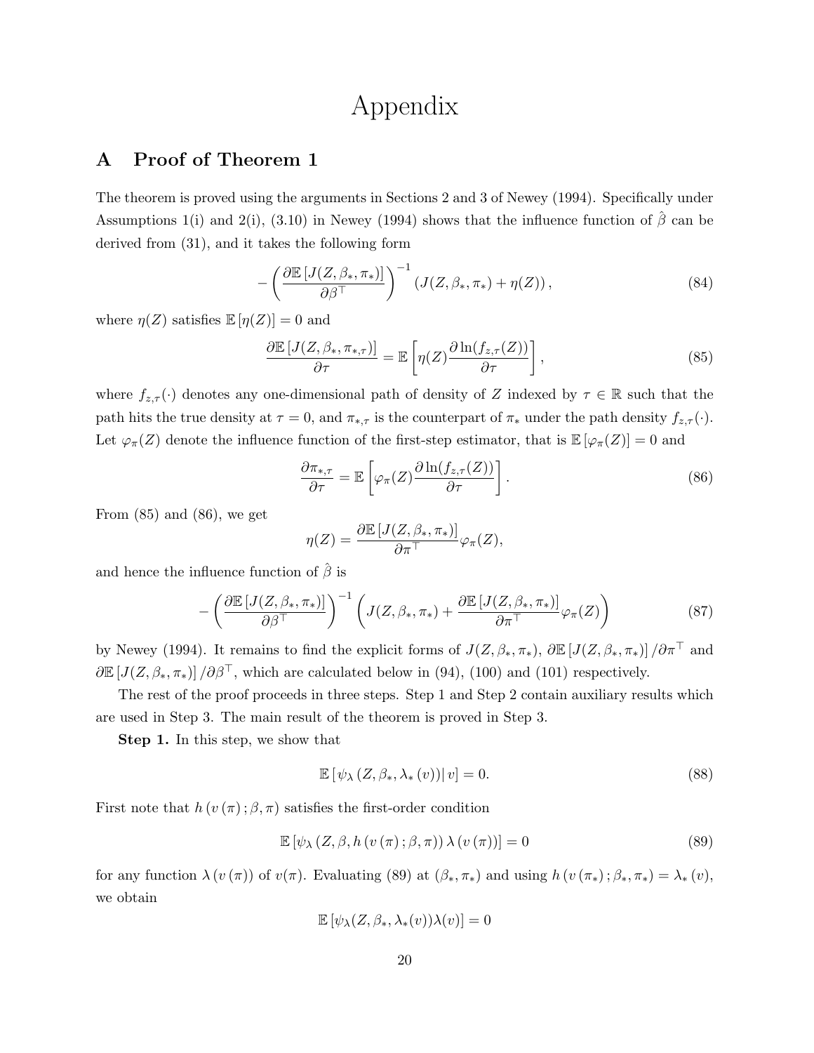# Appendix

## A Proof of Theorem 1

The theorem is proved using the arguments in Sections 2 and 3 of Newey (1994). Specifically under Assumptions 1(i) and 2(i), (3.10) in Newey (1994) shows that the influence function of $\hat{\beta}$ can be derived from (31), and it takes the following form

$$-\left(\frac{\partial \mathbb{E}\left[J(Z,\beta_*,\pi_*)\right]}{\partial \beta^\top}\right)^{-1}\left(J(Z,\beta_*,\pi_*)+\eta(Z)\right), \tag{84}$$

where $\eta(Z)$ satisfies $\mathbb{E}\left[\eta(Z)\right]=0$ and

$$\frac{\partial \mathbb{E}\left[J(Z,\beta_*,\pi_{*,\tau})\right]}{\partial \tau}=\mathbb{E}\left[\eta(Z)\frac{\partial \ln(f_{z,\tau}(Z))}{\partial \tau}\right], \tag{85}$$

where $f_{z,\tau}(\cdot)$ denotes any one-dimensional path of density of $Z$ indexed by $\tau\in\mathbb{R}$ such that the path hits the true density at $\tau=0$, and $\pi_{*,\tau}$ is the counterpart of $\pi_*$ under the path density $f_{z,\tau}(\cdot)$. Let $\varphi_\pi(Z)$ denote the influence function of the first-step estimator, that is $\mathbb{E}\left[\varphi_\pi(Z)\right]=0$ and

$$\frac{\partial \pi_{*,\tau}}{\partial \tau}=\mathbb{E}\left[\varphi_\pi(Z)\frac{\partial \ln(f_{z,\tau}(Z))}{\partial \tau}\right]. \tag{86}$$

From (85) and (86), we get

$$\eta(Z)=\frac{\partial \mathbb{E}\left[J(Z,\beta_*,\pi_*)\right]}{\partial \pi^\top}\varphi_\pi(Z),$$

and hence the influence function of $\hat{\beta}$ is

$$-\left(\frac{\partial \mathbb{E}\left[J(Z,\beta_*,\pi_*)\right]}{\partial \beta^\top}\right)^{-1}\left(J(Z,\beta_*,\pi_*)+\frac{\partial \mathbb{E}\left[J(Z,\beta_*,\pi_*)\right]}{\partial \pi^\top}\varphi_\pi(Z)\right) \tag{87}$$

by Newey (1994). It remains to find the explicit forms of $J(Z,\beta_*,\pi_*)$, $\partial \mathbb{E}\left[J(Z,\beta_*,\pi_*)\right]/\partial \pi^\top$ and $\partial \mathbb{E}\left[J(Z,\beta_*,\pi_*)\right]/\partial \beta^\top$, which are calculated below in (94), (100) and (101) respectively.

The rest of the proof proceeds in three steps. Step 1 and Step 2 contain auxiliary results which are used in Step 3. The main result of the theorem is proved in Step 3.

**Step 1.** In this step, we show that

$$\mathbb{E}\left[\left.\psi_\lambda\left(Z,\beta_*,\lambda_*\left(v\right)\right)\right| v\right]=0. \tag{88}$$

First note that $h\left(v\left(\pi\right);\beta,\pi\right)$ satisfies the first-order condition

$$\mathbb{E}\left[\psi_\lambda\left(Z,\beta,h\left(v\left(\pi\right);\beta,\pi\right)\right)\lambda\left(v\left(\pi\right)\right)\right]=0 \tag{89}$$

for any function $\lambda\left(v\left(\pi\right)\right)$ of $v(\pi)$. Evaluating (89) at $(\beta_*,\pi_*)$ and using $h\left(v\left(\pi_*\right);\beta_*,\pi_*\right)=\lambda_*\left(v\right)$, we obtain

$$\mathbb{E}\left[\psi_\lambda(Z,\beta_*,\lambda_*(v))\lambda(v)\right]=0$$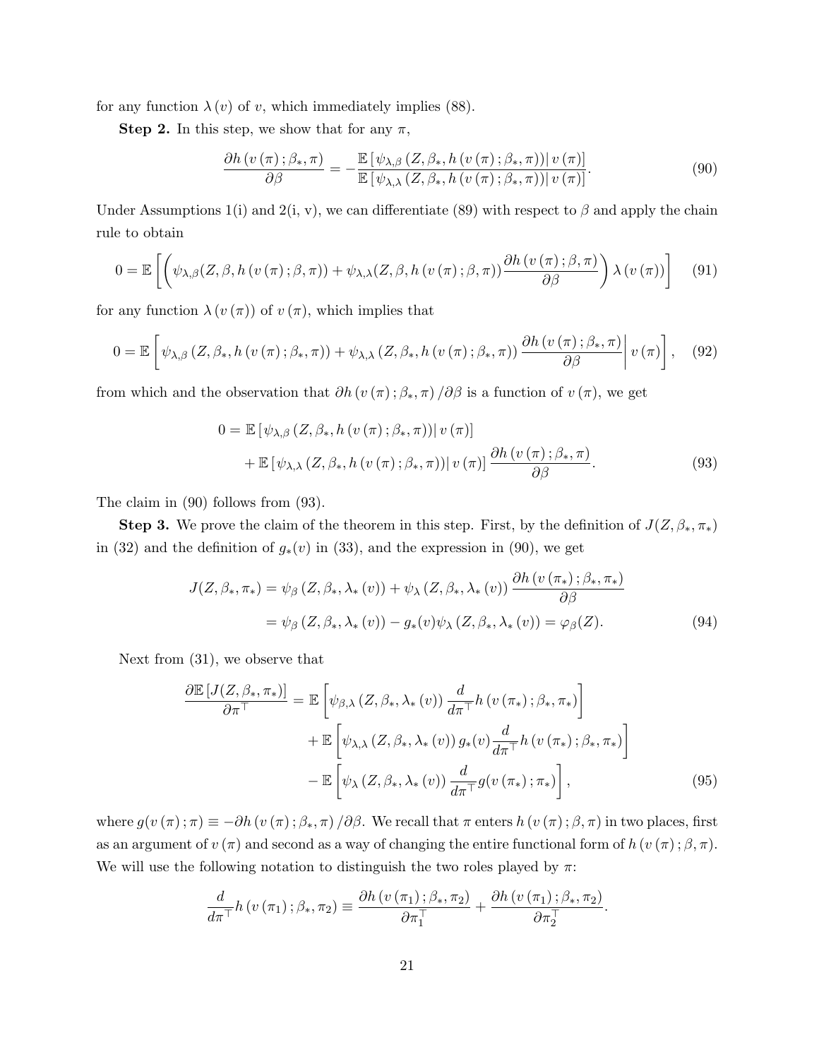for any function $\lambda(v)$ of $v$, which immediately implies (88).

**Step 2.** In this step, we show that for any $\pi$,

$$\frac{\partial h(v(\pi);\beta_*,\pi)}{\partial \beta} = -\frac{\mathbb{E}[\psi_{\lambda,\beta}(Z,\beta_*,h(v(\pi);\beta_*,\pi))|v(\pi)]}{\mathbb{E}[\psi_{\lambda,\lambda}(Z,\beta_*,h(v(\pi);\beta_*,\pi))|v(\pi)]}. \tag{90}$$

Under Assumptions 1(i) and 2(i, v), we can differentiate (89) with respect to $\beta$ and apply the chain rule to obtain

$$0 = \mathbb{E}\left[\left(\psi_{\lambda,\beta}(Z,\beta,h(v(\pi);\beta,\pi)) + \psi_{\lambda,\lambda}(Z,\beta,h(v(\pi);\beta,\pi))\frac{\partial h(v(\pi);\beta,\pi)}{\partial \beta}\right)\lambda(v(\pi))\right] \tag{91}$$

for any function $\lambda(v(\pi))$ of $v(\pi)$, which implies that

$$0 = \mathbb{E}\left[\psi_{\lambda,\beta}(Z,\beta_*,h(v(\pi);\beta_*,\pi)) + \psi_{\lambda,\lambda}(Z,\beta_*,h(v(\pi);\beta_*,\pi))\frac{\partial h(v(\pi);\beta_*,\pi)}{\partial \beta}\right| v(\pi)\Bigg], \tag{92}$$

from which and the observation that $\partial h(v(\pi);\beta_*,\pi)/\partial\beta$ is a function of $v(\pi)$, we get

$$\begin{aligned}
0 &= \mathbb{E}[\psi_{\lambda,\beta}(Z,\beta_*,h(v(\pi);\beta_*,\pi))|v(\pi)] \\
&\quad + \mathbb{E}[\psi_{\lambda,\lambda}(Z,\beta_*,h(v(\pi);\beta_*,\pi))|v(\pi)]\frac{\partial h(v(\pi);\beta_*,\pi)}{\partial \beta}.
\end{aligned} \tag{93}$$

The claim in (90) follows from (93).

**Step 3.** We prove the claim of the theorem in this step. First, by the definition of $J(Z,\beta_*,\pi_*)$ in (32) and the definition of $g_*(v)$ in (33), and the expression in (90), we get

$$\begin{aligned}
J(Z,\beta_*,\pi_*) &= \psi_\beta(Z,\beta_*,\lambda_*(v)) + \psi_\lambda(Z,\beta_*,\lambda_*(v))\frac{\partial h(v(\pi_*);\beta_*,\pi_*)}{\partial \beta} \\
&= \psi_\beta(Z,\beta_*,\lambda_*(v)) - g_*(v)\psi_\lambda(Z,\beta_*,\lambda_*(v)) = \varphi_\beta(Z).
\end{aligned} \tag{94}$$

Next from (31), we observe that

$$\begin{aligned}
\frac{\partial \mathbb{E}[J(Z,\beta_*,\pi_*)]}{\partial \pi^\top} &= \mathbb{E}\left[\psi_{\beta,\lambda}(Z,\beta_*,\lambda_*(v))\frac{d}{d\pi^\top}h(v(\pi_*);\beta_*,\pi_*)\right] \\
&\quad + \mathbb{E}\left[\psi_{\lambda,\lambda}(Z,\beta_*,\lambda_*(v))\,g_*(v)\frac{d}{d\pi^\top}h(v(\pi_*);\beta_*,\pi_*)\right] \\
&\quad - \mathbb{E}\left[\psi_\lambda(Z,\beta_*,\lambda_*(v))\frac{d}{d\pi^\top}g(v(\pi_*);\pi_*)\right],
\end{aligned} \tag{95}$$

where $g(v(\pi);\pi) \equiv -\partial h(v(\pi);\beta_*,\pi)/\partial\beta$. We recall that $\pi$ enters $h(v(\pi);\beta,\pi)$ in two places, first as an argument of $v(\pi)$ and second as a way of changing the entire functional form of $h(v(\pi);\beta,\pi)$. We will use the following notation to distinguish the two roles played by $\pi$:

$$\frac{d}{d\pi^\top}h(v(\pi_1);\beta_*,\pi_2) \equiv \frac{\partial h(v(\pi_1);\beta_*,\pi_2)}{\partial \pi_1^\top} + \frac{\partial h(v(\pi_1);\beta_*,\pi_2)}{\partial \pi_2^\top}.$$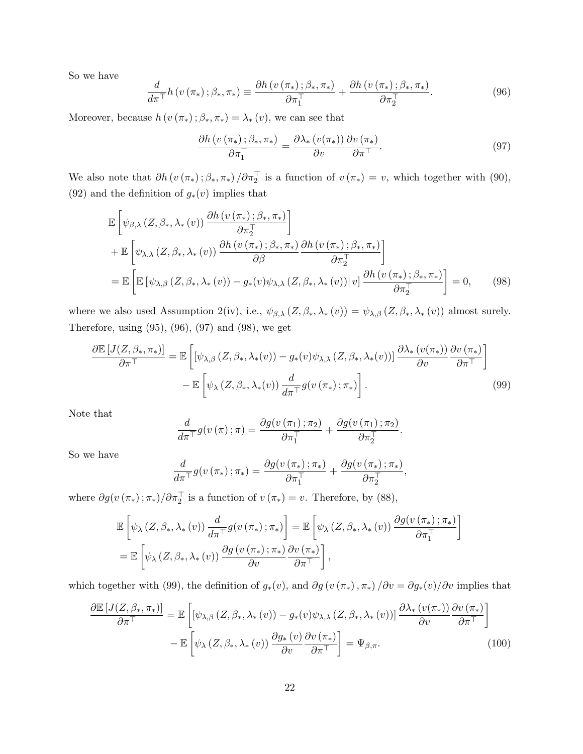So we have

$$\frac{d}{d\pi^{\top}} h\left(v\left(\pi_{*}\right) ; \beta_{*}, \pi_{*}\right) \equiv \frac{\partial h\left(v\left(\pi_{*}\right) ; \beta_{*}, \pi_{*}\right)}{\partial \pi_{1}^{\top}}+\frac{\partial h\left(v\left(\pi_{*}\right) ; \beta_{*}, \pi_{*}\right)}{\partial \pi_{2}^{\top}}. \tag{96}$$

Moreover, because $h\left(v\left(\pi_{*}\right) ; \beta_{*}, \pi_{*}\right)=\lambda_{*}(v)$, we can see that

$$\frac{\partial h\left(v\left(\pi_{*}\right) ; \beta_{*}, \pi_{*}\right)}{\partial \pi_{1}^{\top}}=\frac{\partial \lambda_{*}\left(v(\pi_{*})\right)}{\partial v} \frac{\partial v\left(\pi_{*}\right)}{\partial \pi^{\top}}. \tag{97}$$

We also note that $\partial h\left(v\left(\pi_{*}\right) ; \beta_{*}, \pi_{*}\right) / \partial \pi_{2}^{\top}$ is a function of $v\left(\pi_{*}\right)=v$, which together with (90), (92) and the definition of $g_{*}(v)$ implies that

$$\begin{aligned}
& \mathbb{E}\left[\psi_{\beta, \lambda}\left(Z, \beta_{*}, \lambda_{*}(v)\right) \frac{\partial h\left(v\left(\pi_{*}\right) ; \beta_{*}, \pi_{*}\right)}{\partial \pi_{2}^{\top}}\right] \\
& +\mathbb{E}\left[\psi_{\lambda, \lambda}\left(Z, \beta_{*}, \lambda_{*}(v)\right) \frac{\partial h\left(v\left(\pi_{*}\right) ; \beta_{*}, \pi_{*}\right)}{\partial \beta} \frac{\partial h\left(v\left(\pi_{*}\right) ; \beta_{*}, \pi_{*}\right)}{\partial \pi_{2}^{\top}}\right] \\
& =\mathbb{E}\left[\mathbb{E}\left[\psi_{\lambda, \beta}\left(Z, \beta_{*}, \lambda_{*}(v)\right)-g_{*}(v) \psi_{\lambda, \lambda}\left(Z, \beta_{*}, \lambda_{*}(v)\right) \mid v\right] \frac{\partial h\left(v\left(\pi_{*}\right) ; \beta_{*}, \pi_{*}\right)}{\partial \pi_{2}^{\top}}\right]=0,
\end{aligned} \tag{98}$$

where we also used Assumption 2(iv), i.e., $\psi_{\beta, \lambda}\left(Z, \beta_{*}, \lambda_{*}(v)\right)=\psi_{\lambda, \beta}\left(Z, \beta_{*}, \lambda_{*}(v)\right)$ almost surely. Therefore, using (95), (96), (97) and (98), we get

$$\begin{aligned}
\frac{\partial \mathbb{E}\left[J(Z, \beta_{*}, \pi_{*})\right]}{\partial \pi^{\top}}= & \mathbb{E}\left[\left[\psi_{\lambda, \beta}\left(Z, \beta_{*}, \lambda_{*}(v)\right)-g_{*}(v) \psi_{\lambda, \lambda}\left(Z, \beta_{*}, \lambda_{*}(v)\right)\right] \frac{\partial \lambda_{*}\left(v(\pi_{*})\right)}{\partial v} \frac{\partial v\left(\pi_{*}\right)}{\partial \pi^{\top}}\right] \\
& -\mathbb{E}\left[\psi_{\lambda}\left(Z, \beta_{*}, \lambda_{*}(v)\right) \frac{d}{d \pi^{\top}} g(v\left(\pi_{*}\right) ; \pi_{*})\right].
\end{aligned} \tag{99}$$

Note that

$$\frac{d}{d \pi^{\top}} g(v\left(\pi\right) ; \pi)=\frac{\partial g(v\left(\pi_{1}\right) ; \pi_{2})}{\partial \pi_{1}^{\top}}+\frac{\partial g(v\left(\pi_{1}\right) ; \pi_{2})}{\partial \pi_{2}^{\top}}.$$

So we have

$$\frac{d}{d \pi^{\top}} g(v\left(\pi_{*}\right) ; \pi_{*})=\frac{\partial g(v\left(\pi_{*}\right) ; \pi_{*})}{\partial \pi_{1}^{\top}}+\frac{\partial g(v\left(\pi_{*}\right) ; \pi_{*})}{\partial \pi_{2}^{\top}},$$

where $\partial g(v\left(\pi_{*}\right) ; \pi_{*}) / \partial \pi_{2}^{\top}$ is a function of $v\left(\pi_{*}\right)=v$. Therefore, by (88),

$$\begin{aligned}
& \mathbb{E}\left[\psi_{\lambda}\left(Z, \beta_{*}, \lambda_{*}(v)\right) \frac{d}{d \pi^{\top}} g(v\left(\pi_{*}\right) ; \pi_{*})\right]=\mathbb{E}\left[\psi_{\lambda}\left(Z, \beta_{*}, \lambda_{*}(v)\right) \frac{\partial g(v\left(\pi_{*}\right) ; \pi_{*})}{\partial \pi_{1}^{\top}}\right] \\
& =\mathbb{E}\left[\psi_{\lambda}\left(Z, \beta_{*}, \lambda_{*}(v)\right) \frac{\partial g\left(v\left(\pi_{*}\right) ; \pi_{*}\right)}{\partial v} \frac{\partial v\left(\pi_{*}\right)}{\partial \pi^{\top}}\right],
\end{aligned}$$

which together with (99), the definition of $g_{*}(v)$, and $\partial g\left(v\left(\pi_{*}\right), \pi_{*}\right) / \partial v=\partial g_{*}(v) / \partial v$ implies that

$$\begin{aligned}
\frac{\partial \mathbb{E}\left[J(Z, \beta_{*}, \pi_{*})\right]}{\partial \pi^{\top}}= & \mathbb{E}\left[\left[\psi_{\lambda, \beta}\left(Z, \beta_{*}, \lambda_{*}(v)\right)-g_{*}(v) \psi_{\lambda, \lambda}\left(Z, \beta_{*}, \lambda_{*}(v)\right)\right] \frac{\partial \lambda_{*}\left(v(\pi_{*})\right)}{\partial v} \frac{\partial v\left(\pi_{*}\right)}{\partial \pi^{\top}}\right] \\
& -\mathbb{E}\left[\psi_{\lambda}\left(Z, \beta_{*}, \lambda_{*}(v)\right) \frac{\partial g_{*}(v)}{\partial v} \frac{\partial v\left(\pi_{*}\right)}{\partial \pi^{\top}}\right]=\Psi_{\beta, \pi}.
\end{aligned} \tag{100}$$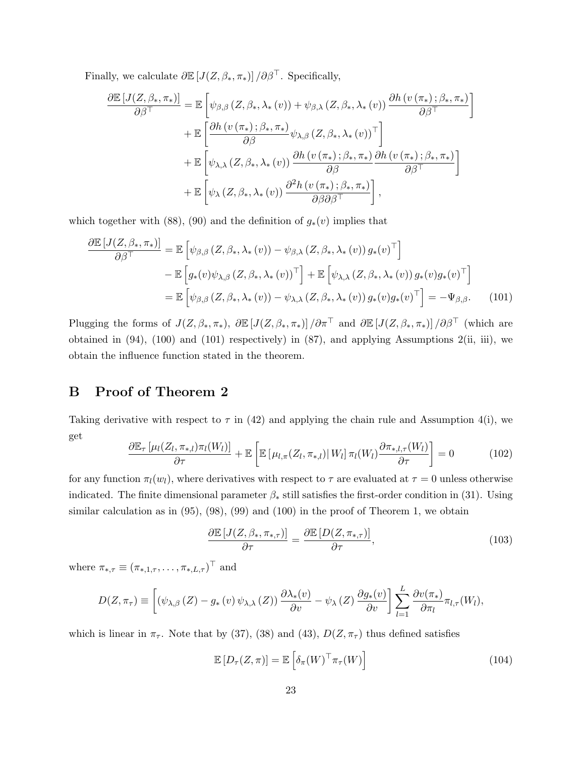Finally, we calculate $\partial \mathbb{E}\left[J(Z, \beta_*, \pi_*)\right]/\partial \beta^\top$. Specifically,

$$
\begin{aligned}
\frac{\partial \mathbb{E}\left[J(Z, \beta_*, \pi_*)\right]}{\partial \beta^\top} &= \mathbb{E}\left[\psi_{\beta,\beta}\left(Z, \beta_*, \lambda_*\left(v\right)\right) + \psi_{\beta,\lambda}\left(Z, \beta_*, \lambda_*\left(v\right)\right)\frac{\partial h\left(v\left(\pi_*\right); \beta_*, \pi_*\right)}{\partial \beta^\top}\right] \\
&+ \mathbb{E}\left[\frac{\partial h\left(v\left(\pi_*\right); \beta_*, \pi_*\right)}{\partial \beta}\psi_{\lambda,\beta}\left(Z, \beta_*, \lambda_*\left(v\right)\right)^\top\right] \\
&+ \mathbb{E}\left[\psi_{\lambda,\lambda}\left(Z, \beta_*, \lambda_*\left(v\right)\right)\frac{\partial h\left(v\left(\pi_*\right); \beta_*, \pi_*\right)}{\partial \beta}\frac{\partial h\left(v\left(\pi_*\right); \beta_*, \pi_*\right)}{\partial \beta^\top}\right] \\
&+ \mathbb{E}\left[\psi_{\lambda}\left(Z, \beta_*, \lambda_*\left(v\right)\right)\frac{\partial^2 h\left(v\left(\pi_*\right); \beta_*, \pi_*\right)}{\partial \beta \partial \beta^\top}\right],
\end{aligned}
$$

which together with (88), (90) and the definition of $g_*(v)$ implies that

$$
\begin{aligned}
\frac{\partial \mathbb{E}\left[J(Z, \beta_*, \pi_*)\right]}{\partial \beta^\top} &= \mathbb{E}\left[\psi_{\beta,\beta}\left(Z, \beta_*, \lambda_*\left(v\right)\right) - \psi_{\beta,\lambda}\left(Z, \beta_*, \lambda_*\left(v\right)\right)g_*(v)^\top\right] \\
&- \mathbb{E}\left[g_*(v)\psi_{\lambda,\beta}\left(Z, \beta_*, \lambda_*\left(v\right)\right)^\top\right] + \mathbb{E}\left[\psi_{\lambda,\lambda}\left(Z, \beta_*, \lambda_*\left(v\right)\right)g_*(v)g_*(v)^\top\right] \\
&= \mathbb{E}\left[\psi_{\beta,\beta}\left(Z, \beta_*, \lambda_*\left(v\right)\right) - \psi_{\lambda,\lambda}\left(Z, \beta_*, \lambda_*\left(v\right)\right)g_*(v)g_*(v)^\top\right] = -\Psi_{\beta,\beta}. \qquad (101)
\end{aligned}
$$

Plugging the forms of $J(Z, \beta_*, \pi_*)$, $\partial \mathbb{E}\left[J(Z, \beta_*, \pi_*)\right]/\partial \pi^\top$ and $\partial \mathbb{E}\left[J(Z, \beta_*, \pi_*)\right]/\partial \beta^\top$ (which are obtained in (94), (100) and (101) respectively) in (87), and applying Assumptions 2(ii, iii), we obtain the influence function stated in the theorem.

# B Proof of Theorem 2

Taking derivative with respect to $\tau$ in (42) and applying the chain rule and Assumption 4(i), we get

$$
\frac{\partial \mathbb{E}_\tau\left[\mu_l(Z_l, \pi_{*,l})\pi_l(W_l)\right]}{\partial \tau} + \mathbb{E}\left[\mathbb{E}\left[\mu_{l,\pi}(Z_l, \pi_{*,l})\right| W_l\right]\pi_l(W_l)\frac{\partial \pi_{*,l,\tau}(W_l)}{\partial \tau}\right] = 0 \qquad (102)
$$

for any function $\pi_l(w_l)$, where derivatives with respect to $\tau$ are evaluated at $\tau = 0$ unless otherwise indicated. The finite dimensional parameter $\beta_*$ still satisfies the first-order condition in (31). Using similar calculation as in (95), (98), (99) and (100) in the proof of Theorem 1, we obtain

$$
\frac{\partial \mathbb{E}\left[J(Z, \beta_*, \pi_{*,\tau})\right]}{\partial \tau} = \frac{\partial \mathbb{E}\left[D(Z, \pi_{*,\tau})\right]}{\partial \tau}, \qquad (103)
$$

where $\pi_{*,\tau} \equiv (\pi_{*,1,\tau}, \ldots, \pi_{*,L,\tau})^\top$ and

$$
D(Z, \pi_\tau) \equiv \left[\left(\psi_{\lambda,\beta}\left(Z\right) - g_*\left(v\right)\psi_{\lambda,\lambda}\left(Z\right)\right)\frac{\partial \lambda_*(v)}{\partial v} - \psi_{\lambda}\left(Z\right)\frac{\partial g_*(v)}{\partial v}\right]\sum_{l=1}^{L}\frac{\partial v(\pi_*)}{\partial \pi_l}\pi_{l,\tau}(W_l),
$$

which is linear in $\pi_\tau$. Note that by (37), (38) and (43), $D(Z, \pi_\tau)$ thus defined satisfies

$$
\mathbb{E}\left[D_\tau(Z, \pi)\right] = \mathbb{E}\left[\delta_\pi(W)^\top \pi_\tau(W)\right] \qquad (104)
$$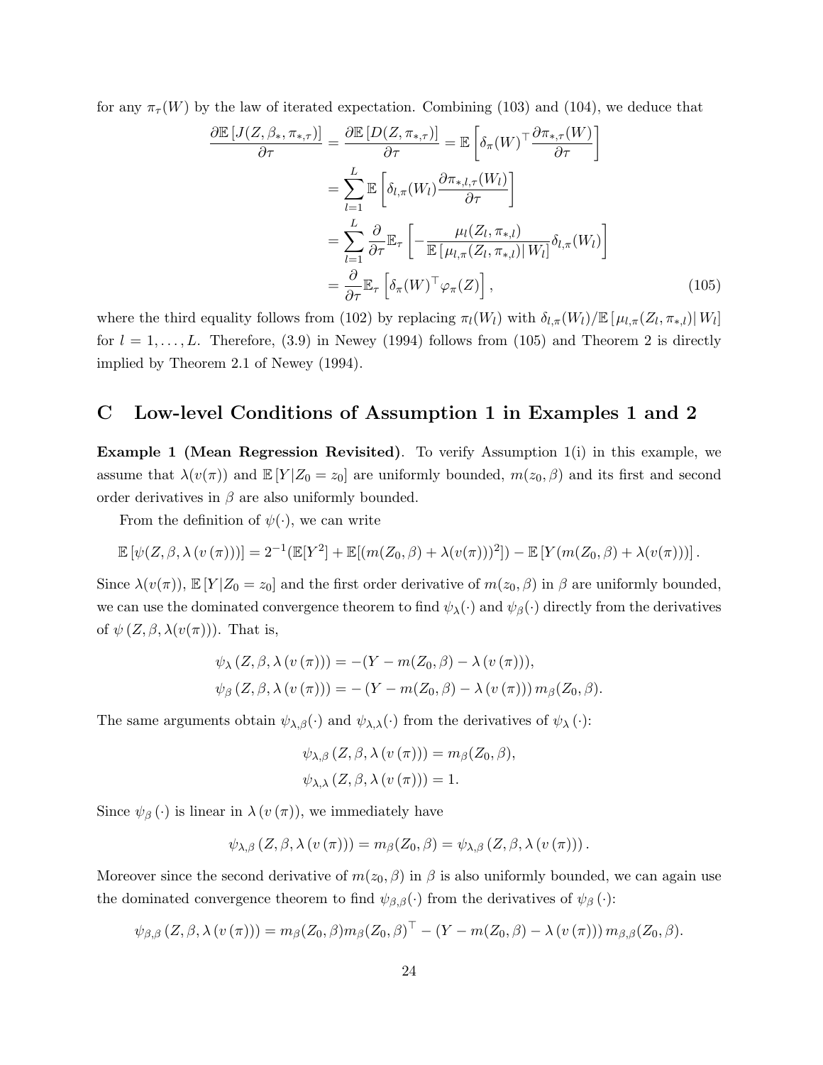for any $\pi_\tau(W)$ by the law of iterated expectation. Combining (103) and (104), we deduce that

$$
\begin{aligned}
\frac{\partial \mathbb{E}\left[J(Z,\beta_*,\pi_{*,\tau})\right]}{\partial \tau} &= \frac{\partial \mathbb{E}\left[D(Z,\pi_{*,\tau})\right]}{\partial \tau} = \mathbb{E}\left[\delta_\pi(W)^\top \frac{\partial \pi_{*,\tau}(W)}{\partial \tau}\right] \\
&= \sum_{l=1}^{L} \mathbb{E}\left[\delta_{l,\pi}(W_l)\frac{\partial \pi_{*,l,\tau}(W_l)}{\partial \tau}\right] \\
&= \sum_{l=1}^{L} \frac{\partial}{\partial \tau}\mathbb{E}_\tau\left[-\frac{\mu_l(Z_l,\pi_{*,l})}{\mathbb{E}\left[\mu_{l,\pi}(Z_l,\pi_{*,l})\right| W_l]}\delta_{l,\pi}(W_l)\right] \\
&= \frac{\partial}{\partial \tau}\mathbb{E}_\tau\left[\delta_\pi(W)^\top \varphi_\pi(Z)\right],
\end{aligned} \tag{105}
$$

where the third equality follows from (102) by replacing $\pi_l(W_l)$ with $\delta_{l,\pi}(W_l)/\mathbb{E}\left[\mu_{l,\pi}(Z_l,\pi_{*,l})\right| W_l]$ for $l = 1,\ldots,L$. Therefore, (3.9) in Newey (1994) follows from (105) and Theorem 2 is directly implied by Theorem 2.1 of Newey (1994).

# C Low-level Conditions of Assumption 1 in Examples 1 and 2

**Example 1 (Mean Regression Revisited)**. To verify Assumption 1(i) in this example, we assume that $\lambda(v(\pi))$ and $\mathbb{E}[Y|Z_0 = z_0]$ are uniformly bounded, $m(z_0,\beta)$ and its first and second order derivatives in $\beta$ are also uniformly bounded.

From the definition of $\psi(\cdot)$, we can write

$$
\mathbb{E}\left[\psi(Z,\beta,\lambda\left(v\left(\pi\right)\right))\right] = 2^{-1}(\mathbb{E}[Y^2] + \mathbb{E}[(m(Z_0,\beta)+\lambda(v(\pi)))^2]) - \mathbb{E}\left[Y(m(Z_0,\beta)+\lambda(v(\pi)))\right].
$$

Since $\lambda(v(\pi))$, $\mathbb{E}[Y|Z_0 = z_0]$ and the first order derivative of $m(z_0,\beta)$ in $\beta$ are uniformly bounded, we can use the dominated convergence theorem to find $\psi_\lambda(\cdot)$ and $\psi_\beta(\cdot)$ directly from the derivatives of $\psi\left(Z,\beta,\lambda(v(\pi))\right)$. That is,

$$
\begin{aligned}
\psi_\lambda\left(Z,\beta,\lambda\left(v\left(\pi\right)\right)\right) &= -(Y - m(Z_0,\beta) - \lambda\left(v\left(\pi\right)\right)), \\
\psi_\beta\left(Z,\beta,\lambda\left(v\left(\pi\right)\right)\right) &= -\left(Y - m(Z_0,\beta) - \lambda\left(v\left(\pi\right)\right)\right) m_\beta(Z_0,\beta).
\end{aligned}
$$

The same arguments obtain $\psi_{\lambda,\beta}(\cdot)$ and $\psi_{\lambda,\lambda}(\cdot)$ from the derivatives of $\psi_\lambda\left(\cdot\right)$:

$$
\begin{aligned}
\psi_{\lambda,\beta}\left(Z,\beta,\lambda\left(v\left(\pi\right)\right)\right) &= m_\beta(Z_0,\beta), \\
\psi_{\lambda,\lambda}\left(Z,\beta,\lambda\left(v\left(\pi\right)\right)\right) &= 1.
\end{aligned}
$$

Since $\psi_\beta\left(\cdot\right)$ is linear in $\lambda\left(v\left(\pi\right)\right)$, we immediately have

$$
\psi_{\lambda,\beta}\left(Z,\beta,\lambda\left(v\left(\pi\right)\right)\right) = m_\beta(Z_0,\beta) = \psi_{\lambda,\beta}\left(Z,\beta,\lambda\left(v\left(\pi\right)\right)\right).
$$

Moreover since the second derivative of $m(z_0,\beta)$ in $\beta$ is also uniformly bounded, we can again use the dominated convergence theorem to find $\psi_{\beta,\beta}(\cdot)$ from the derivatives of $\psi_\beta\left(\cdot\right)$:

$$
\psi_{\beta,\beta}\left(Z,\beta,\lambda\left(v\left(\pi\right)\right)\right) = m_\beta(Z_0,\beta)m_\beta(Z_0,\beta)^\top - \left(Y - m(Z_0,\beta) - \lambda\left(v\left(\pi\right)\right)\right) m_{\beta,\beta}(Z_0,\beta).
$$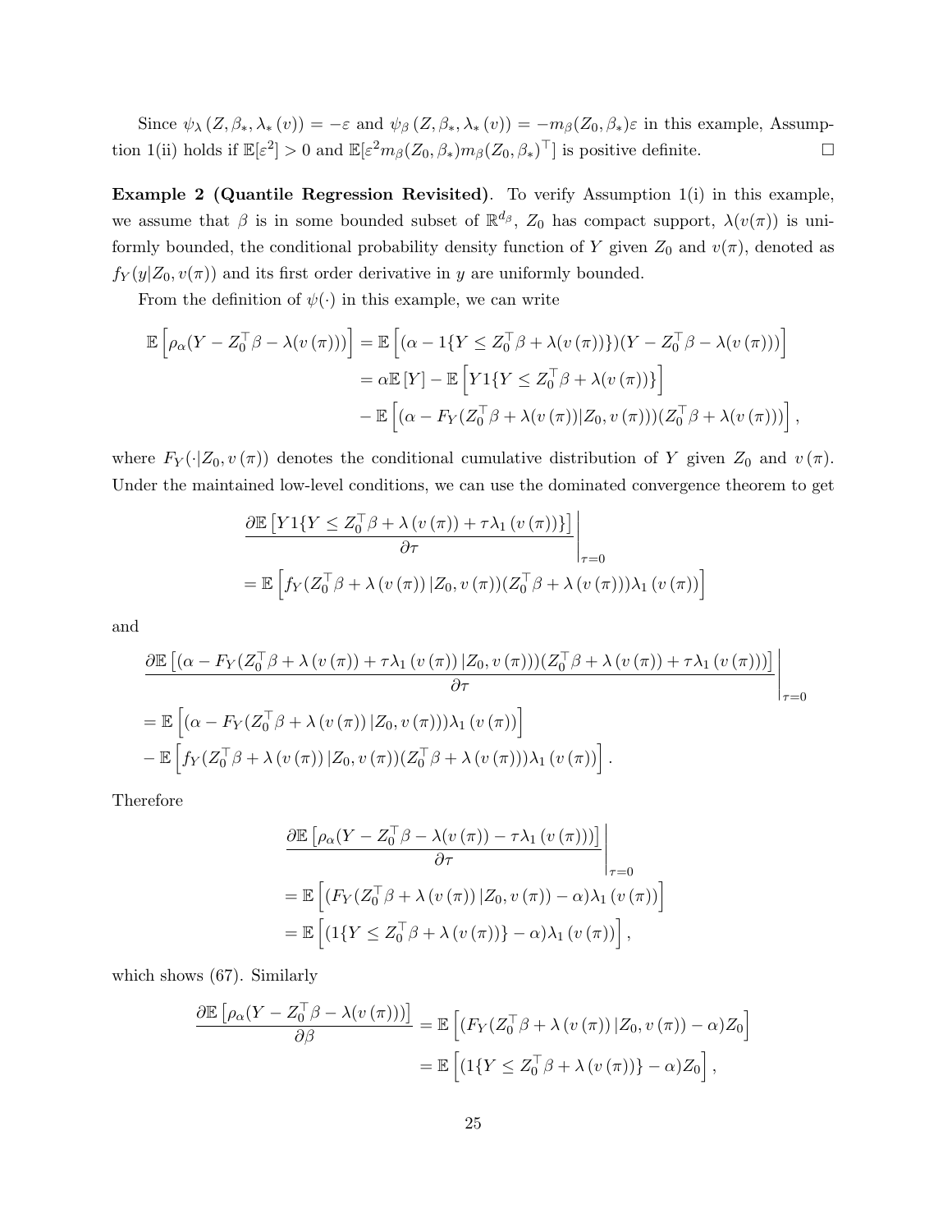Since $\psi_\lambda(Z, \beta_*, \lambda_*(v)) = -\varepsilon$ and $\psi_\beta(Z, \beta_*, \lambda_*(v)) = -m_\beta(Z_0, \beta_*)\varepsilon$ in this example, Assumption 1(ii) holds if $\mathbb{E}[\varepsilon^2] > 0$ and $\mathbb{E}[\varepsilon^2 m_\beta(Z_0, \beta_*) m_\beta(Z_0, \beta_*)^\top]$ is positive definite. $\square$

**Example 2 (Quantile Regression Revisited)**. To verify Assumption 1(i) in this example, we assume that $\beta$ is in some bounded subset of $\mathbb{R}^{d_\beta}$, $Z_0$ has compact support, $\lambda(v(\pi))$ is uniformly bounded, the conditional probability density function of $Y$ given $Z_0$ and $v(\pi)$, denoted as $f_Y(y|Z_0, v(\pi))$ and its first order derivative in $y$ are uniformly bounded.

From the definition of $\psi(\cdot)$ in this example, we can write

$$
\begin{aligned}
\mathbb{E}\left[\rho_\alpha(Y - Z_0^\top \beta - \lambda(v(\pi)))\right] &= \mathbb{E}\left[(\alpha - 1\{Y \leq Z_0^\top \beta + \lambda(v(\pi))\})(Y - Z_0^\top \beta - \lambda(v(\pi)))\right] \\
&= \alpha \mathbb{E}[Y] - \mathbb{E}\left[Y 1\{Y \leq Z_0^\top \beta + \lambda(v(\pi))\}\right] \\
&\quad - \mathbb{E}\left[(\alpha - F_Y(Z_0^\top \beta + \lambda(v(\pi))|Z_0, v(\pi)))(Z_0^\top \beta + \lambda(v(\pi)))\right],
\end{aligned}
$$

where $F_Y(\cdot|Z_0, v(\pi))$ denotes the conditional cumulative distribution of $Y$ given $Z_0$ and $v(\pi)$. Under the maintained low-level conditions, we can use the dominated convergence theorem to get

$$
\begin{aligned}
&\left.\frac{\partial \mathbb{E}\left[Y 1\{Y \leq Z_0^\top \beta + \lambda(v(\pi)) + \tau \lambda_1(v(\pi))\}\right]}{\partial \tau}\right|_{\tau=0} \\
&= \mathbb{E}\left[f_Y(Z_0^\top \beta + \lambda(v(\pi))|Z_0, v(\pi))(Z_0^\top \beta + \lambda(v(\pi)))\lambda_1(v(\pi))\right]
\end{aligned}
$$

and

$$
\begin{aligned}
&\left.\frac{\partial \mathbb{E}\left[(\alpha - F_Y(Z_0^\top \beta + \lambda(v(\pi)) + \tau \lambda_1(v(\pi))|Z_0, v(\pi)))(Z_0^\top \beta + \lambda(v(\pi)) + \tau \lambda_1(v(\pi)))\right]}{\partial \tau}\right|_{\tau=0} \\
&= \mathbb{E}\left[(\alpha - F_Y(Z_0^\top \beta + \lambda(v(\pi))|Z_0, v(\pi)))\lambda_1(v(\pi))\right] \\
&\quad - \mathbb{E}\left[f_Y(Z_0^\top \beta + \lambda(v(\pi))|Z_0, v(\pi))(Z_0^\top \beta + \lambda(v(\pi)))\lambda_1(v(\pi))\right].
\end{aligned}
$$

Therefore

$$
\begin{aligned}
&\left.\frac{\partial \mathbb{E}\left[\rho_\alpha(Y - Z_0^\top \beta - \lambda(v(\pi)) - \tau \lambda_1(v(\pi)))\right]}{\partial \tau}\right|_{\tau=0} \\
&= \mathbb{E}\left[(F_Y(Z_0^\top \beta + \lambda(v(\pi))|Z_0, v(\pi)) - \alpha)\lambda_1(v(\pi))\right] \\
&= \mathbb{E}\left[(1\{Y \leq Z_0^\top \beta + \lambda(v(\pi))\} - \alpha)\lambda_1(v(\pi))\right],
\end{aligned}
$$

which shows (67). Similarly

$$
\begin{aligned}
\frac{\partial \mathbb{E}\left[\rho_\alpha(Y - Z_0^\top \beta - \lambda(v(\pi)))\right]}{\partial \beta} &= \mathbb{E}\left[(F_Y(Z_0^\top \beta + \lambda(v(\pi))|Z_0, v(\pi)) - \alpha)Z_0\right] \\
&= \mathbb{E}\left[(1\{Y \leq Z_0^\top \beta + \lambda(v(\pi))\} - \alpha)Z_0\right],
\end{aligned}
$$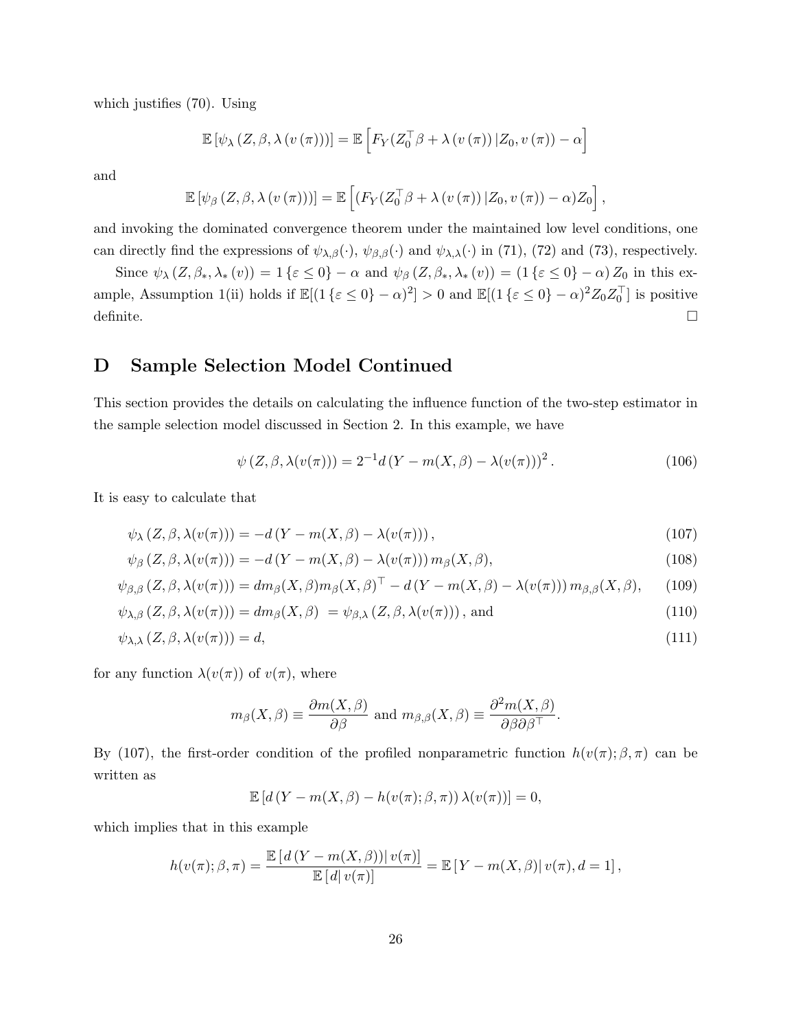which justifies (70). Using

$$\mathbb{E}\left[\psi_{\lambda}\left(Z,\beta,\lambda\left(v\left(\pi\right)\right)\right)\right]=\mathbb{E}\left[F_{Y}(Z_{0}^{\top}\beta+\lambda\left(v\left(\pi\right)\right)|Z_{0},v\left(\pi\right))-\alpha\right]$$

and

$$\mathbb{E}\left[\psi_{\beta}\left(Z,\beta,\lambda\left(v\left(\pi\right)\right)\right)\right]=\mathbb{E}\left[(F_{Y}(Z_{0}^{\top}\beta+\lambda\left(v\left(\pi\right)\right)|Z_{0},v\left(\pi\right))-\alpha)Z_{0}\right],$$

and invoking the dominated convergence theorem under the maintained low level conditions, one can directly find the expressions of $\psi_{\lambda,\beta}(\cdot)$, $\psi_{\beta,\beta}(\cdot)$ and $\psi_{\lambda,\lambda}(\cdot)$ in (71), (72) and (73), respectively.

Since $\psi_{\lambda}\left(Z,\beta_{*},\lambda_{*}\left(v\right)\right)=1\left\{\varepsilon\leq 0\right\}-\alpha$ and $\psi_{\beta}\left(Z,\beta_{*},\lambda_{*}\left(v\right)\right)=\left(1\left\{\varepsilon\leq 0\right\}-\alpha\right)Z_{0}$ in this example, Assumption 1(ii) holds if $\mathbb{E}[(1\left\{\varepsilon\leq 0\right\}-\alpha)^{2}]>0$ and $\mathbb{E}[(1\left\{\varepsilon\leq 0\right\}-\alpha)^{2}Z_{0}Z_{0}^{\top}]$ is positive definite. □

# D Sample Selection Model Continued

This section provides the details on calculating the influence function of the two-step estimator in the sample selection model discussed in Section 2. In this example, we have

$$\psi\left(Z,\beta,\lambda(v(\pi))\right)=2^{-1}d\left(Y-m(X,\beta)-\lambda(v(\pi))\right)^{2}. \tag{106}$$

It is easy to calculate that

$$\psi_{\lambda}\left(Z,\beta,\lambda(v(\pi))\right)=-d\left(Y-m(X,\beta)-\lambda(v(\pi))\right), \tag{107}$$

$$\psi_{\beta}\left(Z,\beta,\lambda(v(\pi))\right)=-d\left(Y-m(X,\beta)-\lambda(v(\pi))\right)m_{\beta}(X,\beta), \tag{108}$$

$$\psi_{\beta,\beta}\left(Z,\beta,\lambda(v(\pi))\right)=dm_{\beta}(X,\beta)m_{\beta}(X,\beta)^{\top}-d\left(Y-m(X,\beta)-\lambda(v(\pi))\right)m_{\beta,\beta}(X,\beta), \tag{109}$$

$$\psi_{\lambda,\beta}\left(Z,\beta,\lambda(v(\pi))\right)=dm_{\beta}(X,\beta)\ =\psi_{\beta,\lambda}\left(Z,\beta,\lambda(v(\pi))\right),\text{ and} \tag{110}$$

$$\psi_{\lambda,\lambda}\left(Z,\beta,\lambda(v(\pi))\right)=d, \tag{111}$$

for any function $\lambda(v(\pi))$ of $v(\pi)$, where

$$m_{\beta}(X,\beta)\equiv\frac{\partial m(X,\beta)}{\partial\beta}\text{ and }m_{\beta,\beta}(X,\beta)\equiv\frac{\partial^{2}m(X,\beta)}{\partial\beta\partial\beta^{\top}}.$$

By (107), the first-order condition of the profiled nonparametric function $h(v(\pi);\beta,\pi)$ can be written as

$$\mathbb{E}\left[d\left(Y-m(X,\beta)-h(v(\pi);\beta,\pi)\right)\lambda(v(\pi))\right]=0,$$

which implies that in this example

$$h(v(\pi);\beta,\pi)=\frac{\mathbb{E}\left[d\left(Y-m(X,\beta)\right)|\,v(\pi)\right]}{\mathbb{E}\left[d|\,v(\pi)\right]}=\mathbb{E}\left[Y-m(X,\beta)|\,v(\pi),d=1\right],$$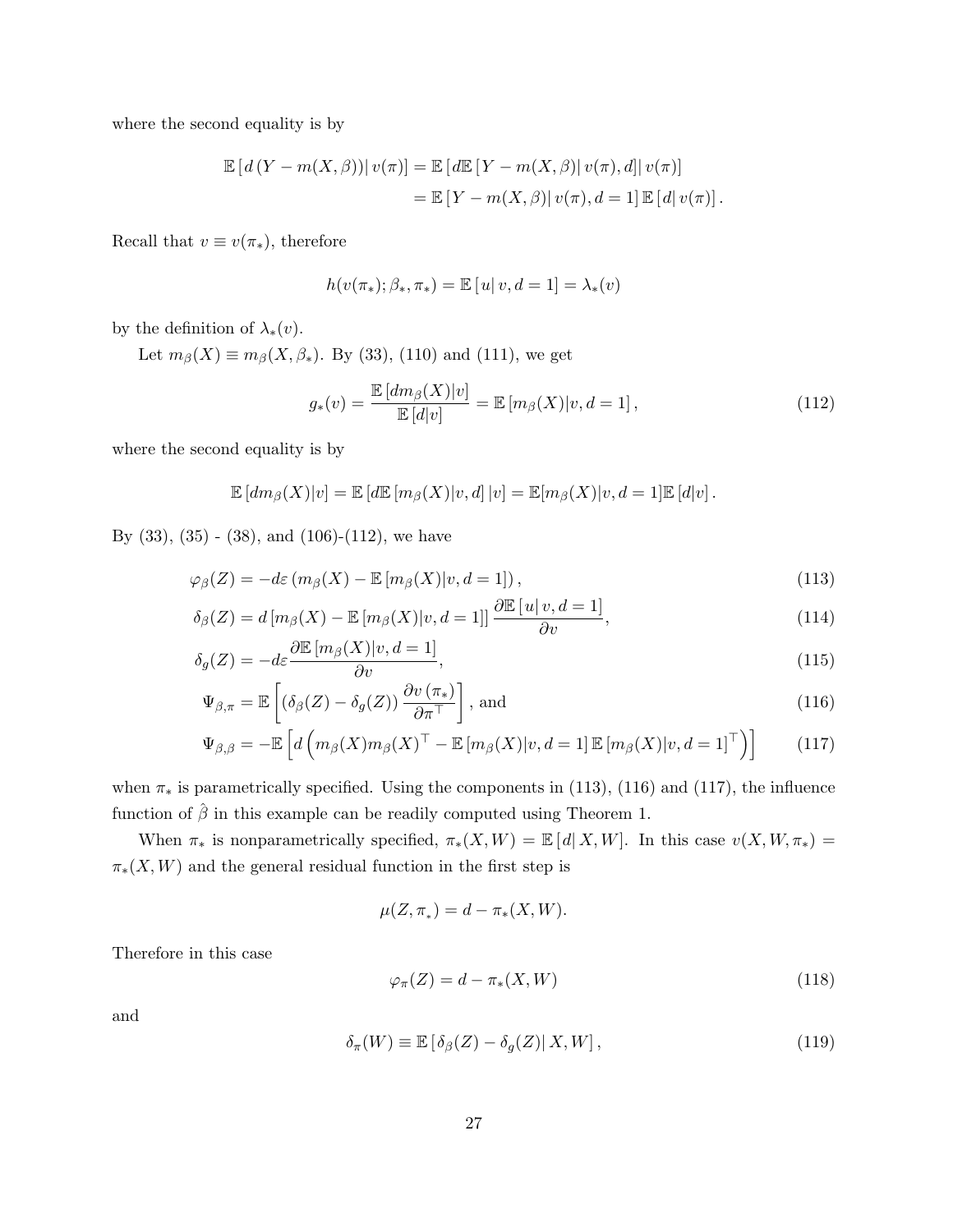where the second equality is by

$$
\begin{aligned}
\mathbb{E}\left[d\left(Y-m(X,\beta)\right)\middle| v(\pi)\right] &= \mathbb{E}\left[d\mathbb{E}\left[Y-m(X,\beta)\middle| v(\pi),d\right]\middle| v(\pi)\right] \\
&= \mathbb{E}\left[Y-m(X,\beta)\middle| v(\pi),d=1\right]\mathbb{E}\left[d\middle| v(\pi)\right].
\end{aligned}
$$

Recall that $v \equiv v(\pi_*)$, therefore

$$
h(v(\pi_*);\beta_*,\pi_*) = \mathbb{E}\left[u\middle| v,d=1\right] = \lambda_*(v)
$$

by the definition of $\lambda_*(v)$.

Let $m_\beta(X) \equiv m_\beta(X,\beta_*)$. By (33), (110) and (111), we get

$$
g_*(v) = \frac{\mathbb{E}\left[dm_\beta(X)|v\right]}{\mathbb{E}\left[d|v\right]} = \mathbb{E}\left[m_\beta(X)|v,d=1\right], \tag{112}
$$

where the second equality is by

$$
\mathbb{E}\left[dm_\beta(X)|v\right] = \mathbb{E}\left[d\mathbb{E}\left[m_\beta(X)|v,d\right]|v\right] = \mathbb{E}[m_\beta(X)|v,d=1]\mathbb{E}\left[d|v\right].
$$

By (33), (35) - (38), and (106)-(112), we have

$$
\varphi_\beta(Z) = -d\varepsilon\left(m_\beta(X) - \mathbb{E}\left[m_\beta(X)|v,d=1\right]\right), \tag{113}
$$

$$
\delta_\beta(Z) = d\left[m_\beta(X) - \mathbb{E}\left[m_\beta(X)|v,d=1\right]\right]\frac{\partial\mathbb{E}\left[u|\,v,d=1\right]}{\partial v}, \tag{114}
$$

$$
\delta_g(Z) = -d\varepsilon\frac{\partial\mathbb{E}\left[m_\beta(X)|v,d=1\right]}{\partial v}, \tag{115}
$$

$$
\Psi_{\beta,\pi} = \mathbb{E}\left[\left(\delta_\beta(Z)-\delta_g(Z)\right)\frac{\partial v\left(\pi_*\right)}{\partial\pi^\top}\right], \text{ and} \tag{116}
$$

$$
\Psi_{\beta,\beta} = -\mathbb{E}\left[d\left(m_\beta(X)m_\beta(X)^\top - \mathbb{E}\left[m_\beta(X)|v,d=1\right]\mathbb{E}\left[m_\beta(X)|v,d=1\right]^\top\right)\right] \tag{117}
$$

when $\pi_*$ is parametrically specified. Using the components in (113), (116) and (117), the influence function of $\hat{\beta}$ in this example can be readily computed using Theorem 1.

When $\pi_*$ is nonparametrically specified, $\pi_*(X,W) = \mathbb{E}\left[d|\,X,W\right]$. In this case $v(X,W,\pi_*) = \pi_*(X,W)$ and the general residual function in the first step is

$$
\mu(Z,\pi_*) = d - \pi_*(X,W).
$$

Therefore in this case

$$
\varphi_\pi(Z) = d - \pi_*(X,W) \tag{118}
$$

and

$$
\delta_\pi(W) \equiv \mathbb{E}\left[\delta_\beta(Z)-\delta_g(Z)\middle| X,W\right], \tag{119}
$$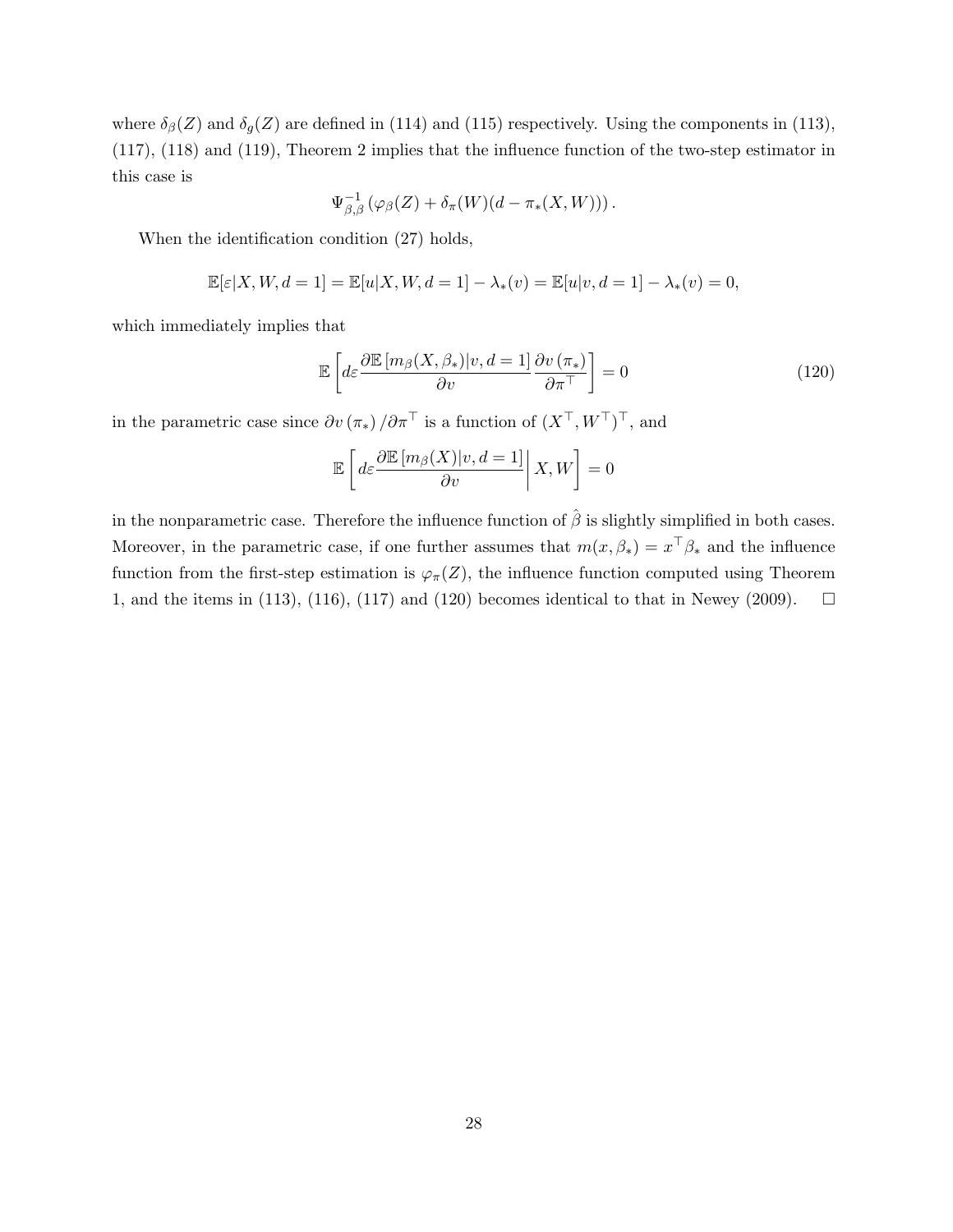where $\delta_\beta(Z)$ and $\delta_g(Z)$ are defined in (114) and (115) respectively. Using the components in (113), (117), (118) and (119), Theorem 2 implies that the influence function of the two-step estimator in this case is

$$\Psi_{\beta,\beta}^{-1} \left( \varphi_\beta(Z) + \delta_\pi(W)(d - \pi_*(X, W)) \right).$$

When the identification condition (27) holds,

$$\mathbb{E}[\varepsilon | X, W, d = 1] = \mathbb{E}[u | X, W, d = 1] - \lambda_*(v) = \mathbb{E}[u | v, d = 1] - \lambda_*(v) = 0,$$

which immediately implies that

$$\mathbb{E}\left[ d\varepsilon \frac{\partial \mathbb{E}\left[ m_\beta(X, \beta_*) | v, d = 1 \right]}{\partial v} \frac{\partial v\left(\pi_*\right)}{\partial \pi^\top} \right] = 0 \tag{120}$$

in the parametric case since $\partial v\left(\pi_*\right)/\partial \pi^\top$ is a function of $(X^\top, W^\top)^\top$, and

$$\mathbb{E}\left[ d\varepsilon \frac{\partial \mathbb{E}\left[ m_\beta(X) | v, d = 1 \right]}{\partial v} \middle| X, W \right] = 0$$

in the nonparametric case. Therefore the influence function of $\hat{\beta}$ is slightly simplified in both cases. Moreover, in the parametric case, if one further assumes that $m(x, \beta_*) = x^\top \beta_*$ and the influence function from the first-step estimation is $\varphi_\pi(Z)$, the influence function computed using Theorem 1, and the items in (113), (116), (117) and (120) becomes identical to that in Newey (2009). $\square$